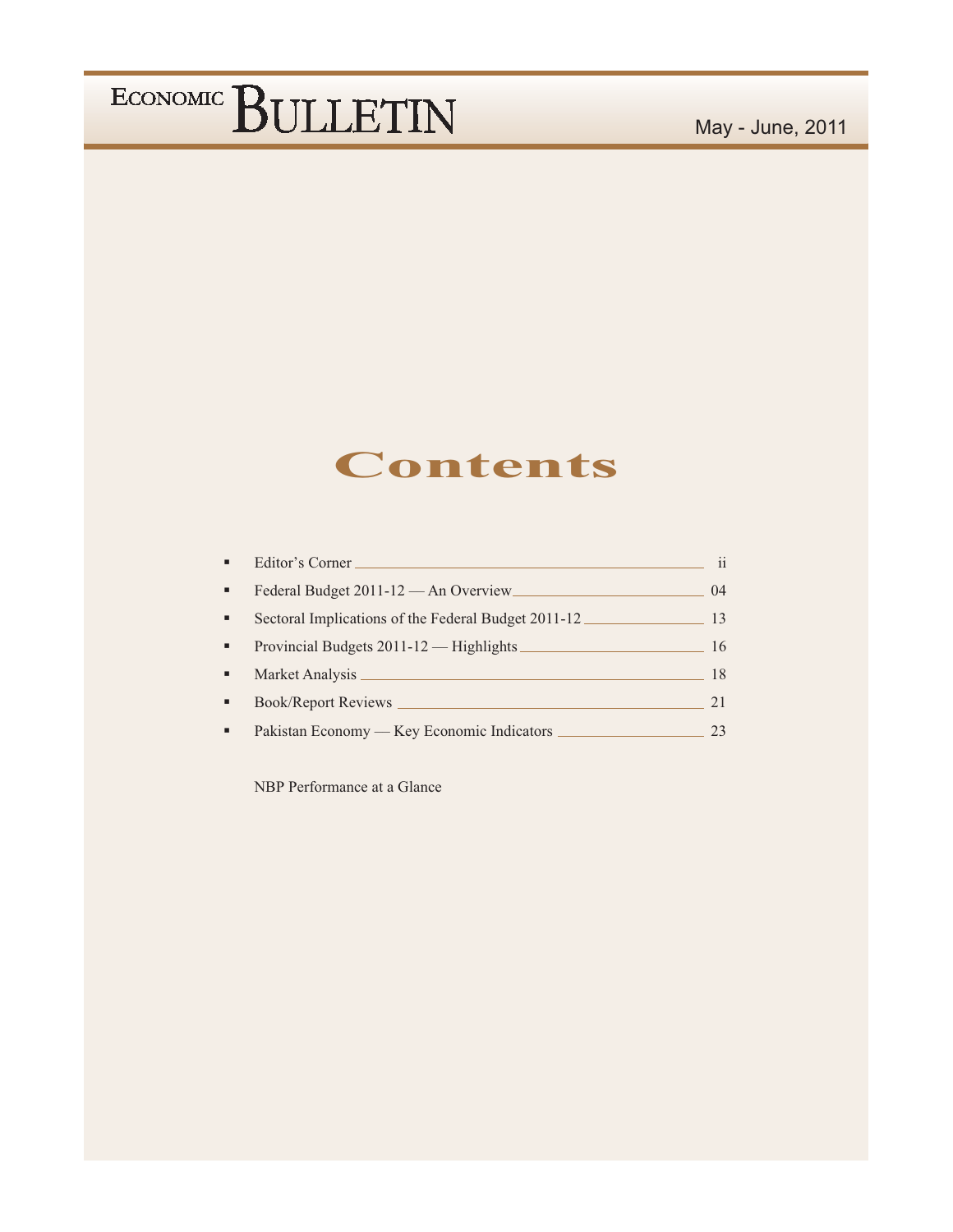# ECONOMIC BULLETIN

May - June, 2011

## Contents

- Editor's Corner ____ ii
- Federal Budget 2011-12 — An Overview ____ 04
- Sectoral Implications of the Federal Budget 2011-12 ____ 13
- Provincial Budgets 2011-12 — Highlights ____ 16
- Market Analysis ____ 18
- Book/Report Reviews ____ 21
- Pakistan Economy — Key Economic Indicators ____ 23

NBP Performance at a Glance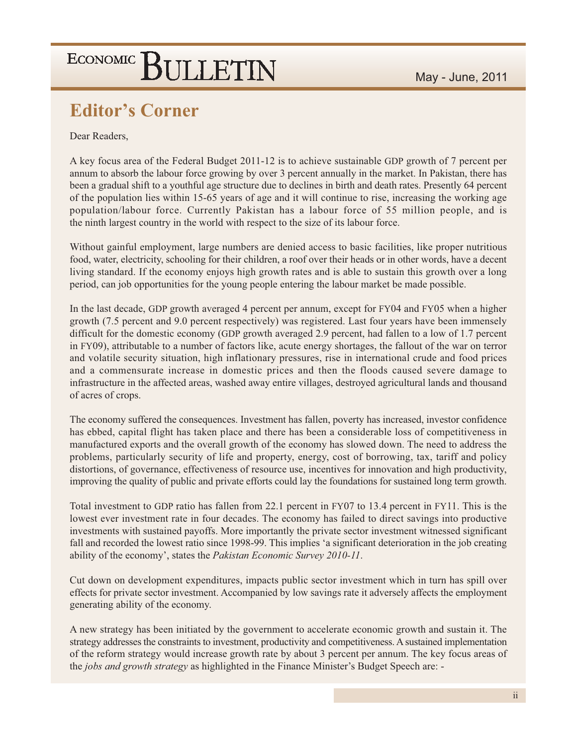## Editor's Corner

Dear Readers,

A key focus area of the Federal Budget 2011-12 is to achieve sustainable GDP growth of 7 percent per annum to absorb the labour force growing by over 3 percent annually in the market. In Pakistan, there has been a gradual shift to a youthful age structure due to declines in birth and death rates. Presently 64 percent of the population lies within 15-65 years of age and it will continue to rise, increasing the working age population/labour force. Currently Pakistan has a labour force of 55 million people, and is the ninth largest country in the world with respect to the size of its labour force.

Without gainful employment, large numbers are denied access to basic facilities, like proper nutritious food, water, electricity, schooling for their children, a roof over their heads or in other words, have a decent living standard. If the economy enjoys high growth rates and is able to sustain this growth over a long period, can job opportunities for the young people entering the labour market be made possible.

In the last decade, GDP growth averaged 4 percent per annum, except for FY04 and FY05 when a higher growth (7.5 percent and 9.0 percent respectively) was registered. Last four years have been immensely difficult for the domestic economy (GDP growth averaged 2.9 percent, had fallen to a low of 1.7 percent in FY09), attributable to a number of factors like, acute energy shortages, the fallout of the war on terror and volatile security situation, high inflationary pressures, rise in international crude and food prices and a commensurate increase in domestic prices and then the floods caused severe damage to infrastructure in the affected areas, washed away entire villages, destroyed agricultural lands and thousand of acres of crops.

The economy suffered the consequences. Investment has fallen, poverty has increased, investor confidence has ebbed, capital flight has taken place and there has been a considerable loss of competitiveness in manufactured exports and the overall growth of the economy has slowed down. The need to address the problems, particularly security of life and property, energy, cost of borrowing, tax, tariff and policy distortions, of governance, effectiveness of resource use, incentives for innovation and high productivity, improving the quality of public and private efforts could lay the foundations for sustained long term growth.

Total investment to GDP ratio has fallen from 22.1 percent in FY07 to 13.4 percent in FY11. This is the lowest ever investment rate in four decades. The economy has failed to direct savings into productive investments with sustained payoffs. More importantly the private sector investment witnessed significant fall and recorded the lowest ratio since 1998-99. This implies 'a significant deterioration in the job creating ability of the economy', states the *Pakistan Economic Survey 2010-11*.

Cut down on development expenditures, impacts public sector investment which in turn has spill over effects for private sector investment. Accompanied by low savings rate it adversely affects the employment generating ability of the economy.

A new strategy has been initiated by the government to accelerate economic growth and sustain it. The strategy addresses the constraints to investment, productivity and competitiveness. A sustained implementation of the reform strategy would increase growth rate by about 3 percent per annum. The key focus areas of the *jobs and growth strategy* as highlighted in the Finance Minister's Budget Speech are: -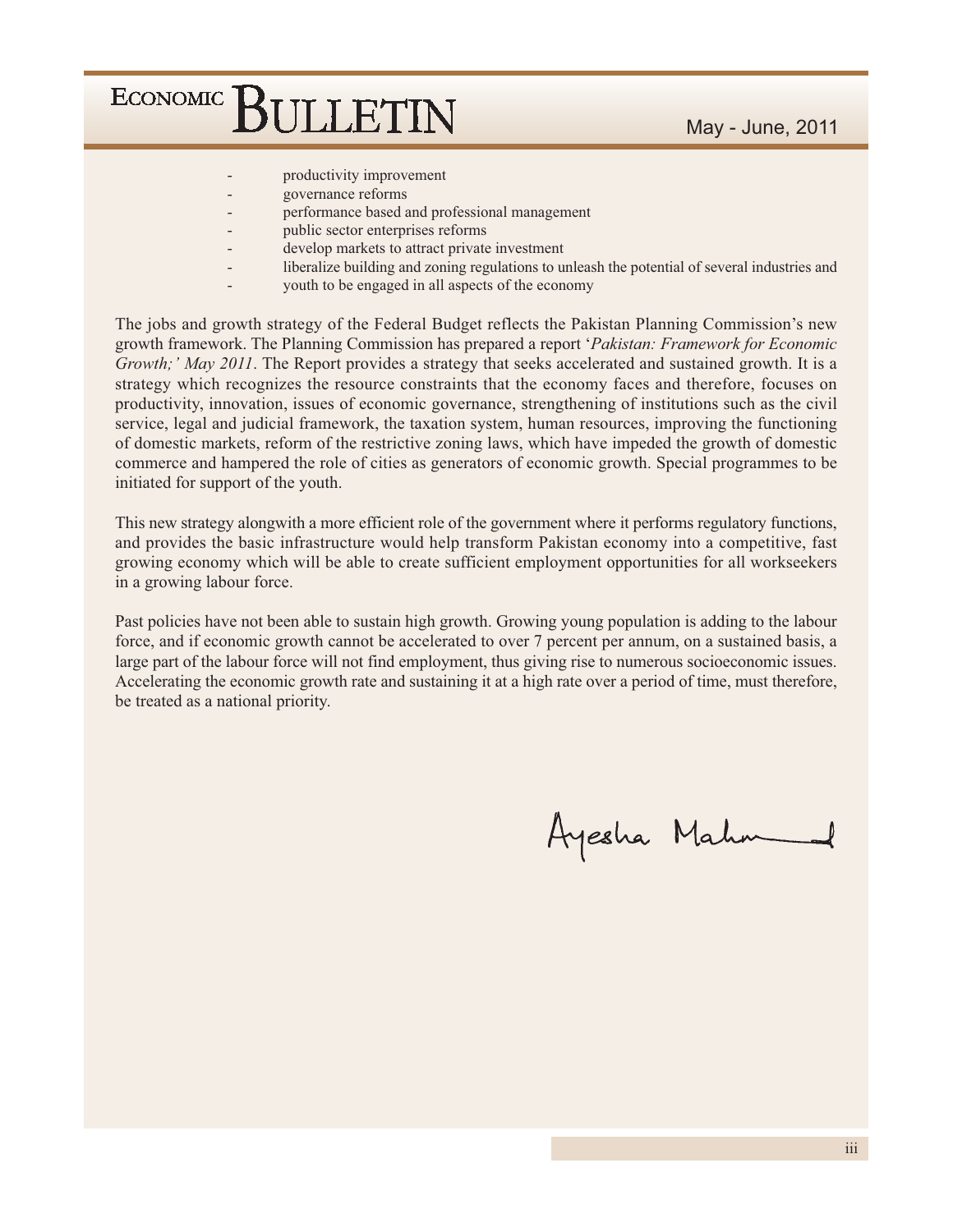- productivity improvement
- governance reforms
- performance based and professional management
- public sector enterprises reforms
- develop markets to attract private investment
- liberalize building and zoning regulations to unleash the potential of several industries and
- youth to be engaged in all aspects of the economy

The jobs and growth strategy of the Federal Budget reflects the Pakistan Planning Commission's new growth framework. The Planning Commission has prepared a report '*Pakistan: Framework for Economic Growth;' May 2011*. The Report provides a strategy that seeks accelerated and sustained growth. It is a strategy which recognizes the resource constraints that the economy faces and therefore, focuses on productivity, innovation, issues of economic governance, strengthening of institutions such as the civil service, legal and judicial framework, the taxation system, human resources, improving the functioning of domestic markets, reform of the restrictive zoning laws, which have impeded the growth of domestic commerce and hampered the role of cities as generators of economic growth. Special programmes to be initiated for support of the youth.

This new strategy alongwith a more efficient role of the government where it performs regulatory functions, and provides the basic infrastructure would help transform Pakistan economy into a competitive, fast growing economy which will be able to create sufficient employment opportunities for all workseekers in a growing labour force.

Past policies have not been able to sustain high growth. Growing young population is adding to the labour force, and if economic growth cannot be accelerated to over 7 percent per annum, on a sustained basis, a large part of the labour force will not find employment, thus giving rise to numerous socioeconomic issues. Accelerating the economic growth rate and sustaining it at a high rate over a period of time, must therefore, be treated as a national priority.

Ayesha Mahmud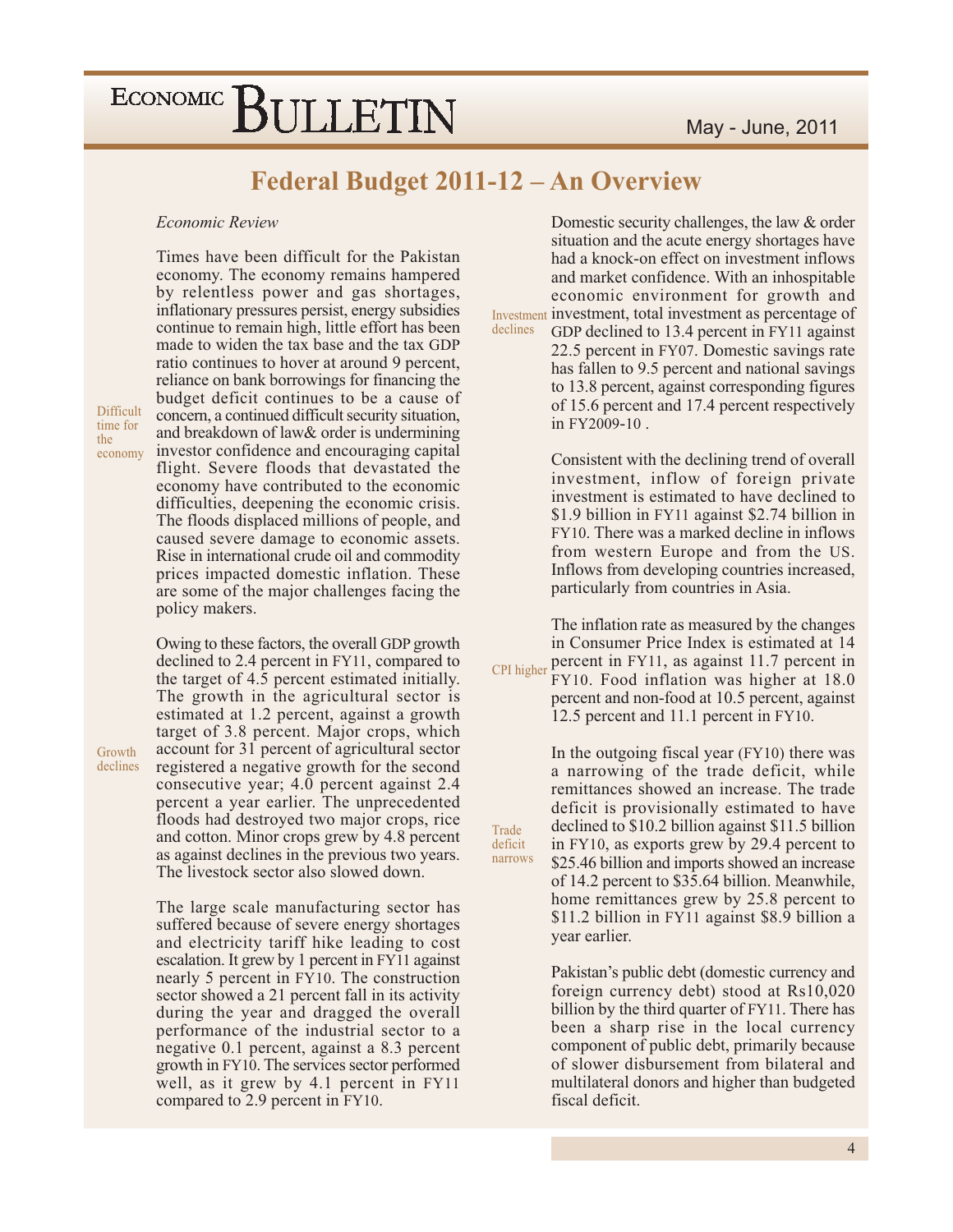# Federal Budget 2011-12 – An Overview

*Economic Review*

Times have been difficult for the Pakistan economy. The economy remains hampered by relentless power and gas shortages, inflationary pressures persist, energy subsidies continue to remain high, little effort has been made to widen the tax base and the tax GDP ratio continues to hover at around 9 percent, reliance on bank borrowings for financing the budget deficit continues to be a cause of concern, a continued difficult security situation, and breakdown of law& order is undermining investor confidence and encouraging capital flight. Severe floods that devastated the economy have contributed to the economic difficulties, deepening the economic crisis. The floods displaced millions of people, and caused severe damage to economic assets. Rise in international crude oil and commodity prices impacted domestic inflation. These are some of the major challenges facing the policy makers.

Difficult time for the economy

Owing to these factors, the overall GDP growth declined to 2.4 percent in FY11, compared to the target of 4.5 percent estimated initially. The growth in the agricultural sector is estimated at 1.2 percent, against a growth target of 3.8 percent. Major crops, which account for 31 percent of agricultural sector registered a negative growth for the second consecutive year; 4.0 percent against 2.4 percent a year earlier. The unprecedented floods had destroyed two major crops, rice and cotton. Minor crops grew by 4.8 percent as against declines in the previous two years. The livestock sector also slowed down.

Growth declines

The large scale manufacturing sector has suffered because of severe energy shortages and electricity tariff hike leading to cost escalation. It grew by 1 percent in FY11 against nearly 5 percent in FY10. The construction sector showed a 21 percent fall in its activity during the year and dragged the overall performance of the industrial sector to a negative 0.1 percent, against a 8.3 percent growth in FY10. The services sector performed well, as it grew by 4.1 percent in FY11 compared to 2.9 percent in FY10.

Domestic security challenges, the law & order situation and the acute energy shortages have had a knock-on effect on investment inflows and market confidence. With an inhospitable economic environment for growth and investment, total investment as percentage of GDP declined to 13.4 percent in FY11 against 22.5 percent in FY07. Domestic savings rate has fallen to 9.5 percent and national savings to 13.8 percent, against corresponding figures of 15.6 percent and 17.4 percent respectively in FY2009-10 .

Investment declines

Consistent with the declining trend of overall investment, inflow of foreign private investment is estimated to have declined to \$1.9 billion in FY11 against \$2.74 billion in FY10. There was a marked decline in inflows from western Europe and from the US. Inflows from developing countries increased, particularly from countries in Asia.

The inflation rate as measured by the changes in Consumer Price Index is estimated at 14 percent in FY11, as against 11.7 percent in FY10. Food inflation was higher at 18.0 percent and non-food at 10.5 percent, against 12.5 percent and 11.1 percent in FY10.

CPI higher

In the outgoing fiscal year (FY10) there was a narrowing of the trade deficit, while remittances showed an increase. The trade deficit is provisionally estimated to have declined to \$10.2 billion against \$11.5 billion in FY10, as exports grew by 29.4 percent to \$25.46 billion and imports showed an increase of 14.2 percent to \$35.64 billion. Meanwhile, home remittances grew by 25.8 percent to \$11.2 billion in FY11 against \$8.9 billion a year earlier.

Trade deficit narrows

Pakistan's public debt (domestic currency and foreign currency debt) stood at Rs10,020 billion by the third quarter of FY11. There has been a sharp rise in the local currency component of public debt, primarily because of slower disbursement from bilateral and multilateral donors and higher than budgeted fiscal deficit.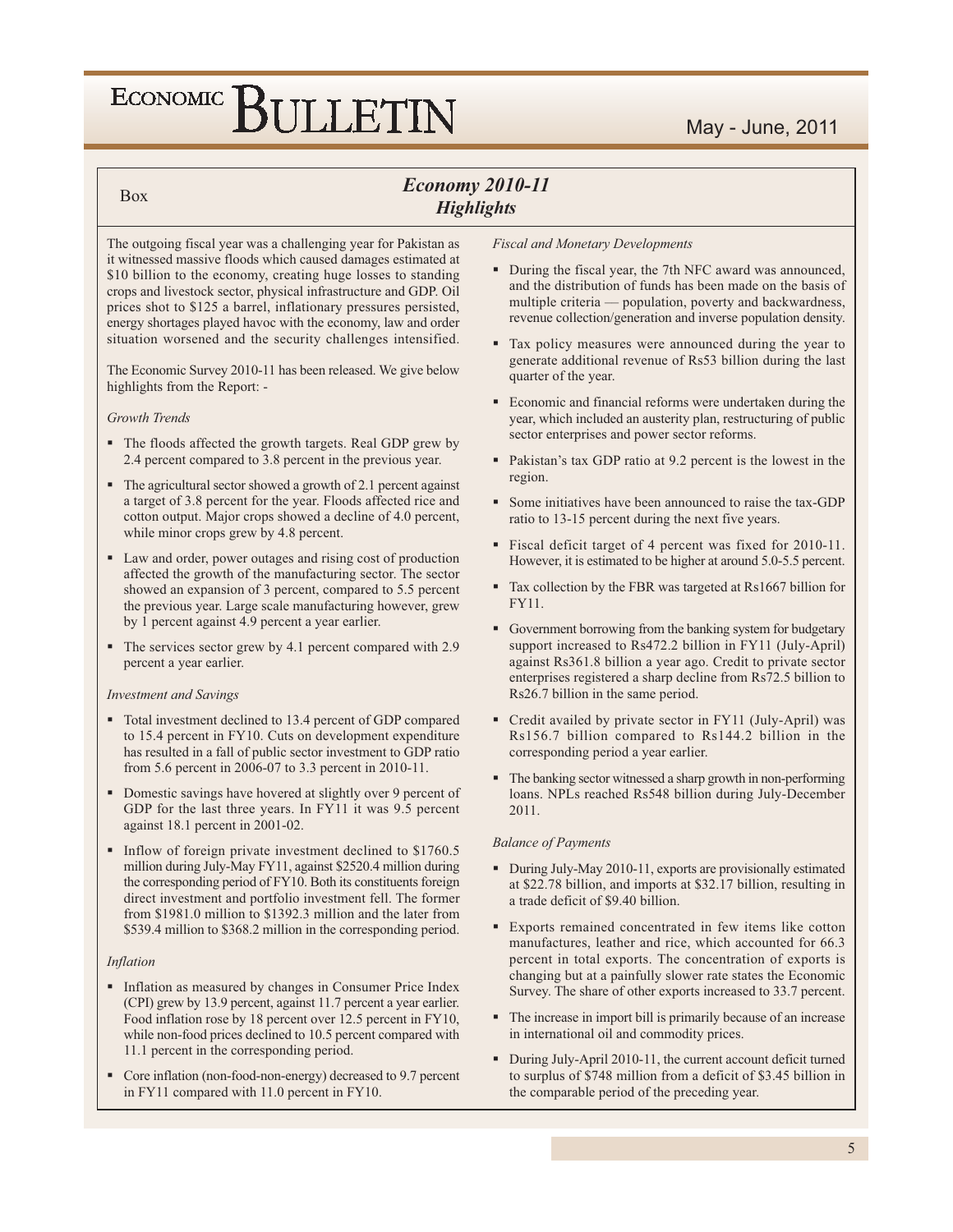Box

## *Economy 2010-11*
## *Highlights*

The outgoing fiscal year was a challenging year for Pakistan as it witnessed massive floods which caused damages estimated at $10 billion to the economy, creating huge losses to standing crops and livestock sector, physical infrastructure and GDP. Oil prices shot to $125 a barrel, inflationary pressures persisted, energy shortages played havoc with the economy, law and order situation worsened and the security challenges intensified.

The Economic Survey 2010-11 has been released. We give below highlights from the Report: -

*Growth Trends*

- The floods affected the growth targets. Real GDP grew by 2.4 percent compared to 3.8 percent in the previous year.
- The agricultural sector showed a growth of 2.1 percent against a target of 3.8 percent for the year. Floods affected rice and cotton output. Major crops showed a decline of 4.0 percent, while minor crops grew by 4.8 percent.
- Law and order, power outages and rising cost of production affected the growth of the manufacturing sector. The sector showed an expansion of 3 percent, compared to 5.5 percent the previous year. Large scale manufacturing however, grew by 1 percent against 4.9 percent a year earlier.
- The services sector grew by 4.1 percent compared with 2.9 percent a year earlier.

*Investment and Savings*

- Total investment declined to 13.4 percent of GDP compared to 15.4 percent in FY10. Cuts on development expenditure has resulted in a fall of public sector investment to GDP ratio from 5.6 percent in 2006-07 to 3.3 percent in 2010-11.
- Domestic savings have hovered at slightly over 9 percent of GDP for the last three years. In FY11 it was 9.5 percent against 18.1 percent in 2001-02.
- Inflow of foreign private investment declined to $1760.5 million during July-May FY11, against $2520.4 million during the corresponding period of FY10. Both its constituents foreign direct investment and portfolio investment fell. The former from $1981.0 million to $1392.3 million and the later from $539.4 million to $368.2 million in the corresponding period.

*Inflation*

- Inflation as measured by changes in Consumer Price Index (CPI) grew by 13.9 percent, against 11.7 percent a year earlier. Food inflation rose by 18 percent over 12.5 percent in FY10, while non-food prices declined to 10.5 percent compared with 11.1 percent in the corresponding period.
- Core inflation (non-food-non-energy) decreased to 9.7 percent in FY11 compared with 11.0 percent in FY10.

*Fiscal and Monetary Developments*

- During the fiscal year, the 7th NFC award was announced, and the distribution of funds has been made on the basis of multiple criteria — population, poverty and backwardness, revenue collection/generation and inverse population density.
- Tax policy measures were announced during the year to generate additional revenue of Rs53 billion during the last quarter of the year.
- Economic and financial reforms were undertaken during the year, which included an austerity plan, restructuring of public sector enterprises and power sector reforms.
- Pakistan's tax GDP ratio at 9.2 percent is the lowest in the region.
- Some initiatives have been announced to raise the tax-GDP ratio to 13-15 percent during the next five years.
- Fiscal deficit target of 4 percent was fixed for 2010-11. However, it is estimated to be higher at around 5.0-5.5 percent.
- Tax collection by the FBR was targeted at Rs1667 billion for FY11.
- Government borrowing from the banking system for budgetary support increased to Rs472.2 billion in FY11 (July-April) against Rs361.8 billion a year ago. Credit to private sector enterprises registered a sharp decline from Rs72.5 billion to Rs26.7 billion in the same period.
- Credit availed by private sector in FY11 (July-April) was Rs156.7 billion compared to Rs144.2 billion in the corresponding period a year earlier.
- The banking sector witnessed a sharp growth in non-performing loans. NPLs reached Rs548 billion during July-December 2011.

*Balance of Payments*

- During July-May 2010-11, exports are provisionally estimated at $22.78 billion, and imports at $32.17 billion, resulting in a trade deficit of $9.40 billion.
- Exports remained concentrated in few items like cotton manufactures, leather and rice, which accounted for 66.3 percent in total exports. The concentration of exports is changing but at a painfully slower rate states the Economic Survey. The share of other exports increased to 33.7 percent.
- The increase in import bill is primarily because of an increase in international oil and commodity prices.
- During July-April 2010-11, the current account deficit turned to surplus of $748 million from a deficit of $3.45 billion in the comparable period of the preceding year.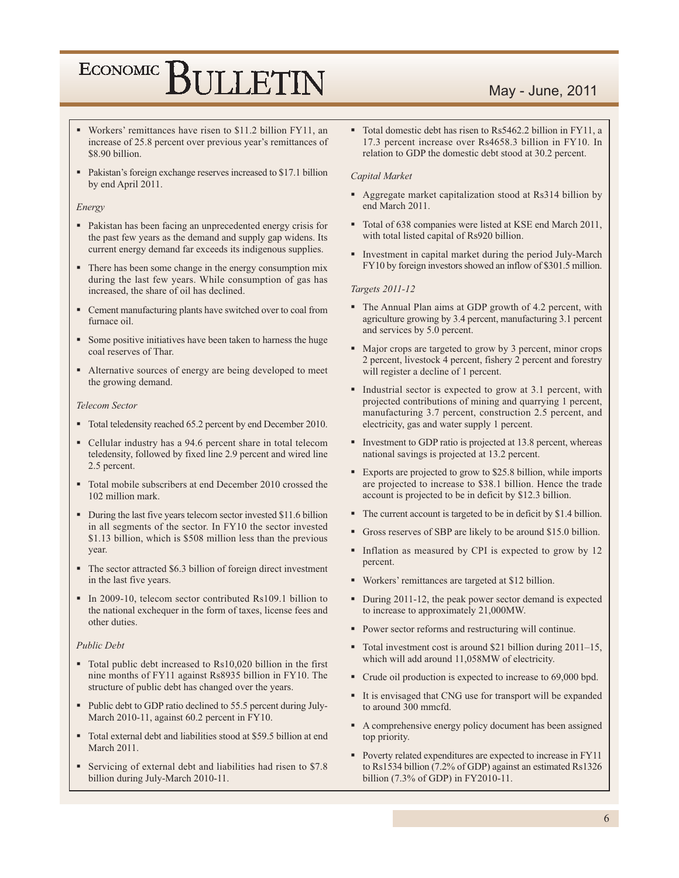- Workers' remittances have risen to \$11.2 billion FY11, an increase of 25.8 percent over previous year's remittances of \$8.90 billion.
- Pakistan's foreign exchange reserves increased to \$17.1 billion by end April 2011.

*Energy*

- Pakistan has been facing an unprecedented energy crisis for the past few years as the demand and supply gap widens. Its current energy demand far exceeds its indigenous supplies.
- There has been some change in the energy consumption mix during the last few years. While consumption of gas has increased, the share of oil has declined.
- Cement manufacturing plants have switched over to coal from furnace oil.
- Some positive initiatives have been taken to harness the huge coal reserves of Thar.
- Alternative sources of energy are being developed to meet the growing demand.

*Telecom Sector*

- Total teledensity reached 65.2 percent by end December 2010.
- Cellular industry has a 94.6 percent share in total telecom teledensity, followed by fixed line 2.9 percent and wired line 2.5 percent.
- Total mobile subscribers at end December 2010 crossed the 102 million mark.
- During the last five years telecom sector invested \$11.6 billion in all segments of the sector. In FY10 the sector invested \$1.13 billion, which is \$508 million less than the previous year.
- The sector attracted \$6.3 billion of foreign direct investment in the last five years.
- In 2009-10, telecom sector contributed Rs109.1 billion to the national exchequer in the form of taxes, license fees and other duties.

*Public Debt*

- Total public debt increased to Rs10,020 billion in the first nine months of FY11 against Rs8935 billion in FY10. The structure of public debt has changed over the years.
- Public debt to GDP ratio declined to 55.5 percent during July-March 2010-11, against 60.2 percent in FY10.
- Total external debt and liabilities stood at \$59.5 billion at end March 2011.
- Servicing of external debt and liabilities had risen to \$7.8 billion during July-March 2010-11.
- Total domestic debt has risen to Rs5462.2 billion in FY11, a 17.3 percent increase over Rs4658.3 billion in FY10. In relation to GDP the domestic debt stood at 30.2 percent.

*Capital Market*

- Aggregate market capitalization stood at Rs314 billion by end March 2011.
- Total of 638 companies were listed at KSE end March 2011, with total listed capital of Rs920 billion.
- Investment in capital market during the period July-March FY10 by foreign investors showed an inflow of \$301.5 million.

*Targets 2011-12*

- The Annual Plan aims at GDP growth of 4.2 percent, with agriculture growing by 3.4 percent, manufacturing 3.1 percent and services by 5.0 percent.
- Major crops are targeted to grow by 3 percent, minor crops 2 percent, livestock 4 percent, fishery 2 percent and forestry will register a decline of 1 percent.
- Industrial sector is expected to grow at 3.1 percent, with projected contributions of mining and quarrying 1 percent, manufacturing 3.7 percent, construction 2.5 percent, and electricity, gas and water supply 1 percent.
- Investment to GDP ratio is projected at 13.8 percent, whereas national savings is projected at 13.2 percent.
- Exports are projected to grow to \$25.8 billion, while imports are projected to increase to \$38.1 billion. Hence the trade account is projected to be in deficit by \$12.3 billion.
- The current account is targeted to be in deficit by \$1.4 billion.
- Gross reserves of SBP are likely to be around \$15.0 billion.
- Inflation as measured by CPI is expected to grow by 12 percent.
- Workers' remittances are targeted at \$12 billion.
- During 2011-12, the peak power sector demand is expected to increase to approximately 21,000MW.
- Power sector reforms and restructuring will continue.
- Total investment cost is around \$21 billion during 2011–15, which will add around 11,058MW of electricity.
- Crude oil production is expected to increase to 69,000 bpd.
- It is envisaged that CNG use for transport will be expanded to around 300 mmcfd.
- A comprehensive energy policy document has been assigned top priority.
- Poverty related expenditures are expected to increase in FY11 to Rs1534 billion (7.2% of GDP) against an estimated Rs1326 billion (7.3% of GDP) in FY2010-11.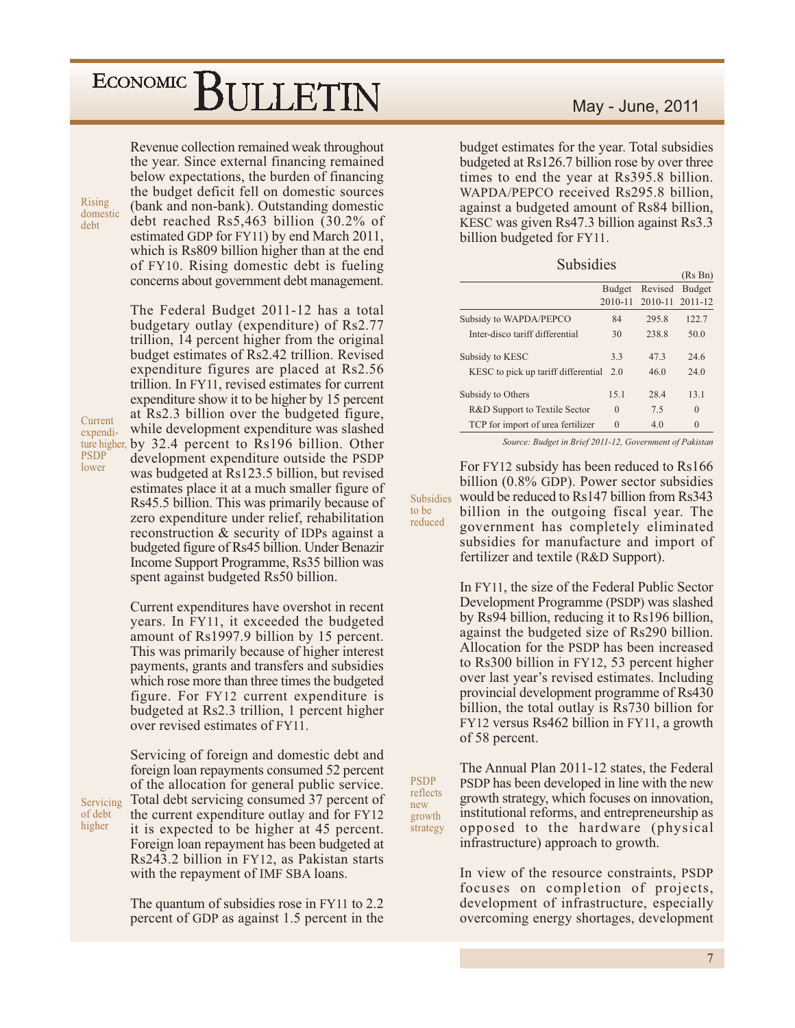Revenue collection remained weak throughout the year. Since external financing remained below expectations, the burden of financing the budget deficit fell on domestic sources (bank and non-bank). Outstanding domestic debt reached Rs5,463 billion (30.2% of estimated GDP for FY11) by end March 2011, which is Rs809 billion higher than at the end of FY10. Rising domestic debt is fueling concerns about government debt management.

*Rising domestic debt*

The Federal Budget 2011-12 has a total budgetary outlay (expenditure) of Rs2.77 trillion, 14 percent higher from the original budget estimates of Rs2.42 trillion. Revised expenditure figures are placed at Rs2.56 trillion. In FY11, revised estimates for current expenditure show it to be higher by 15 percent at Rs2.3 billion over the budgeted figure, while development expenditure was slashed by 32.4 percent to Rs196 billion. Other development expenditure outside the PSDP was budgeted at Rs123.5 billion, but revised estimates place it at a much smaller figure of Rs45.5 billion. This was primarily because of zero expenditure under relief, rehabilitation reconstruction & security of IDPs against a budgeted figure of Rs45 billion. Under Benazir Income Support Programme, Rs35 billion was spent against budgeted Rs50 billion.

*Current expenditure higher, PSDP lower*

Current expenditures have overshot in recent years. In FY11, it exceeded the budgeted amount of Rs1997.9 billion by 15 percent. This was primarily because of higher interest payments, grants and transfers and subsidies which rose more than three times the budgeted figure. For FY12 current expenditure is budgeted at Rs2.3 trillion, 1 percent higher over revised estimates of FY11.

Servicing of foreign and domestic debt and foreign loan repayments consumed 52 percent of the allocation for general public service. Total debt servicing consumed 37 percent of the current expenditure outlay and for FY12 it is expected to be higher at 45 percent. Foreign loan repayment has been budgeted at Rs243.2 billion in FY12, as Pakistan starts with the repayment of IMF SBA loans.

*Servicing of debt higher*

The quantum of subsidies rose in FY11 to 2.2 percent of GDP as against 1.5 percent in the budget estimates for the year. Total subsidies budgeted at Rs126.7 billion rose by over three times to end the year at Rs395.8 billion. WAPDA/PEPCO received Rs295.8 billion, against a budgeted amount of Rs84 billion, KESC was given Rs47.3 billion against Rs3.3 billion budgeted for FY11.

**Subsidies**

(Rs Bn)

| | Budget 2010-11 | Revised 2010-11 | Budget 2011-12 |
|---|---|---|---|
| Subsidy to WAPDA/PEPCO | 84 | 295.8 | 122.7 |
| Inter-disco tariff differential | 30 | 238.8 | 50.0 |
| Subsidy to KESC | 3.3 | 47.3 | 24.6 |
| KESC to pick up tariff differential | 2.0 | 46.0 | 24.0 |
| Subsidy to Others | 15.1 | 28.4 | 13.1 |
| R&D Support to Textile Sector | 0 | 7.5 | 0 |
| TCP for import of urea fertilizer | 0 | 4.0 | 0 |

*Source: Budget in Brief 2011-12, Government of Pakistan*

For FY12 subsidy has been reduced to Rs166 billion (0.8% GDP). Power sector subsidies would be reduced to Rs147 billion from Rs343 billion in the outgoing fiscal year. The government has completely eliminated subsidies for manufacture and import of fertilizer and textile (R&D Support).

*Subsidies to be reduced*

In FY11, the size of the Federal Public Sector Development Programme (PSDP) was slashed by Rs94 billion, reducing it to Rs196 billion, against the budgeted size of Rs290 billion. Allocation for the PSDP has been increased to Rs300 billion in FY12, 53 percent higher over last year's revised estimates. Including provincial development programme of Rs430 billion, the total outlay is Rs730 billion for FY12 versus Rs462 billion in FY11, a growth of 58 percent.

The Annual Plan 2011-12 states, the Federal PSDP has been developed in line with the new growth strategy, which focuses on innovation, institutional reforms, and entrepreneurship as opposed to the hardware (physical infrastructure) approach to growth.

*PSDP reflects new growth strategy*

In view of the resource constraints, PSDP focuses on completion of projects, development of infrastructure, especially overcoming energy shortages, development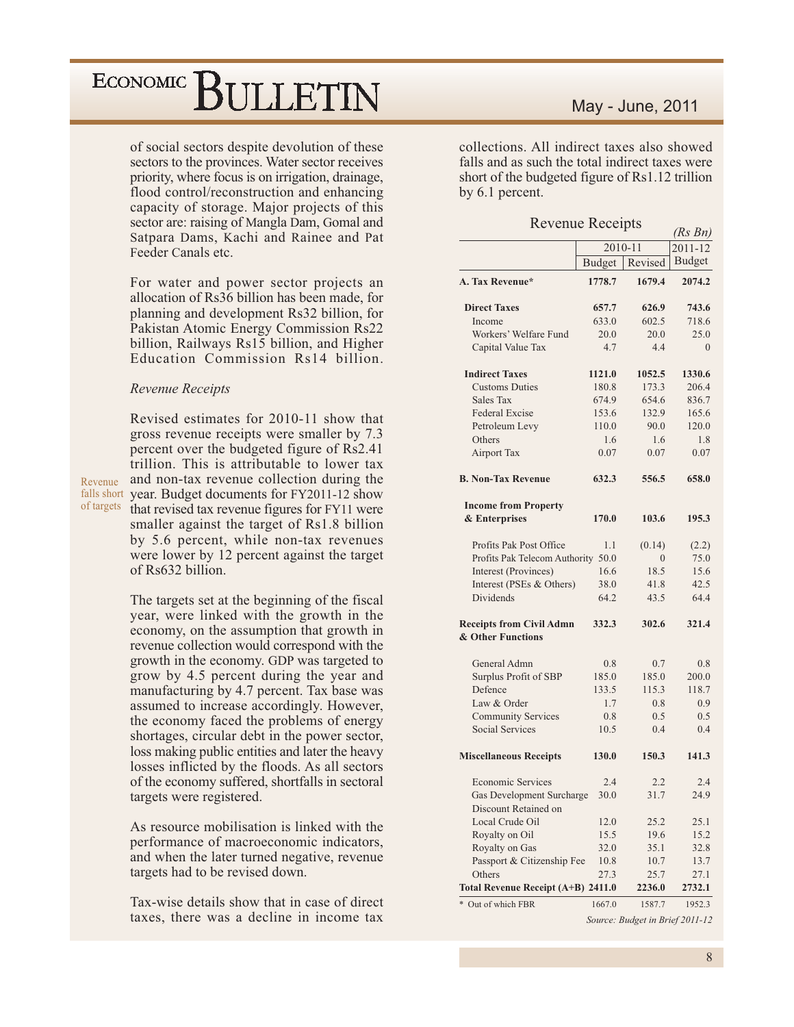of social sectors despite devolution of these sectors to the provinces. Water sector receives priority, where focus is on irrigation, drainage, flood control/reconstruction and enhancing capacity of storage. Major projects of this sector are: raising of Mangla Dam, Gomal and Satpara Dams, Kachi and Rainee and Pat Feeder Canals etc.

For water and power sector projects an allocation of Rs36 billion has been made, for planning and development Rs32 billion, for Pakistan Atomic Energy Commission Rs22 billion, Railways Rs15 billion, and Higher Education Commission Rs14 billion.

*Revenue Receipts*

Revenue falls short of targets

Revised estimates for 2010-11 show that gross revenue receipts were smaller by 7.3 percent over the budgeted figure of Rs2.41 trillion. This is attributable to lower tax and non-tax revenue collection during the year. Budget documents for FY2011-12 show that revised tax revenue figures for FY11 were smaller against the target of Rs1.8 billion by 5.6 percent, while non-tax revenues were lower by 12 percent against the target of Rs632 billion.

The targets set at the beginning of the fiscal year, were linked with the growth in the economy, on the assumption that growth in revenue collection would correspond with the growth in the economy. GDP was targeted to grow by 4.5 percent during the year and manufacturing by 4.7 percent. Tax base was assumed to increase accordingly. However, the economy faced the problems of energy shortages, circular debt in the power sector, loss making public entities and later the heavy losses inflicted by the floods. As all sectors of the economy suffered, shortfalls in sectoral targets were registered.

As resource mobilisation is linked with the performance of macroeconomic indicators, and when the later turned negative, revenue targets had to be revised down.

Tax-wise details show that in case of direct taxes, there was a decline in income tax collections. All indirect taxes also showed falls and as such the total indirect taxes were short of the budgeted figure of Rs1.12 trillion by 6.1 percent.

**Revenue Receipts**

*(Rs Bn)*

| | 2010-11 | | 2011-12 |
|---|---|---|---|
| | Budget | Revised | Budget |
| **A. Tax Revenue*** | **1778.7** | **1679.4** | **2074.2** |
| **Direct Taxes** | **657.7** | **626.9** | **743.6** |
| Income | 633.0 | 602.5 | 718.6 |
| Workers' Welfare Fund | 20.0 | 20.0 | 25.0 |
| Capital Value Tax | 4.7 | 4.4 | 0 |
| **Indirect Taxes** | **1121.0** | **1052.5** | **1330.6** |
| Customs Duties | 180.8 | 173.3 | 206.4 |
| Sales Tax | 674.9 | 654.6 | 836.7 |
| Federal Excise | 153.6 | 132.9 | 165.6 |
| Petroleum Levy | 110.0 | 90.0 | 120.0 |
| Others | 1.6 | 1.6 | 1.8 |
| Airport Tax | 0.07 | 0.07 | 0.07 |
| **B. Non-Tax Revenue** | **632.3** | **556.5** | **658.0** |
| **Income from Property & Enterprises** | **170.0** | **103.6** | **195.3** |
| Profits Pak Post Office | 1.1 | (0.14) | (2.2) |
| Profits Pak Telecom Authority | 50.0 | 0 | 75.0 |
| Interest (Provinces) | 16.6 | 18.5 | 15.6 |
| Interest (PSEs & Others) | 38.0 | 41.8 | 42.5 |
| Dividends | 64.2 | 43.5 | 64.4 |
| **Receipts from Civil Admn & Other Functions** | **332.3** | **302.6** | **321.4** |
| General Admn | 0.8 | 0.7 | 0.8 |
| Surplus Profit of SBP | 185.0 | 185.0 | 200.0 |
| Defence | 133.5 | 115.3 | 118.7 |
| Law & Order | 1.7 | 0.8 | 0.9 |
| Community Services | 0.8 | 0.5 | 0.5 |
| Social Services | 10.5 | 0.4 | 0.4 |
| **Miscellaneous Receipts** | **130.0** | **150.3** | **141.3** |
| Economic Services | 2.4 | 2.2 | 2.4 |
| Gas Development Surcharge | 30.0 | 31.7 | 24.9 |
| Discount Retained on Local Crude Oil | 12.0 | 25.2 | 25.1 |
| Royalty on Oil | 15.5 | 19.6 | 15.2 |
| Royalty on Gas | 32.0 | 35.1 | 32.8 |
| Passport & Citizenship Fee | 10.8 | 10.7 | 13.7 |
| Others | 27.3 | 25.7 | 27.1 |
| **Total Revenue Receipt (A+B)** | **2411.0** | **2236.0** | **2732.1** |
| * Out of which FBR | 1667.0 | 1587.7 | 1952.3 |

*Source: Budget in Brief 2011-12*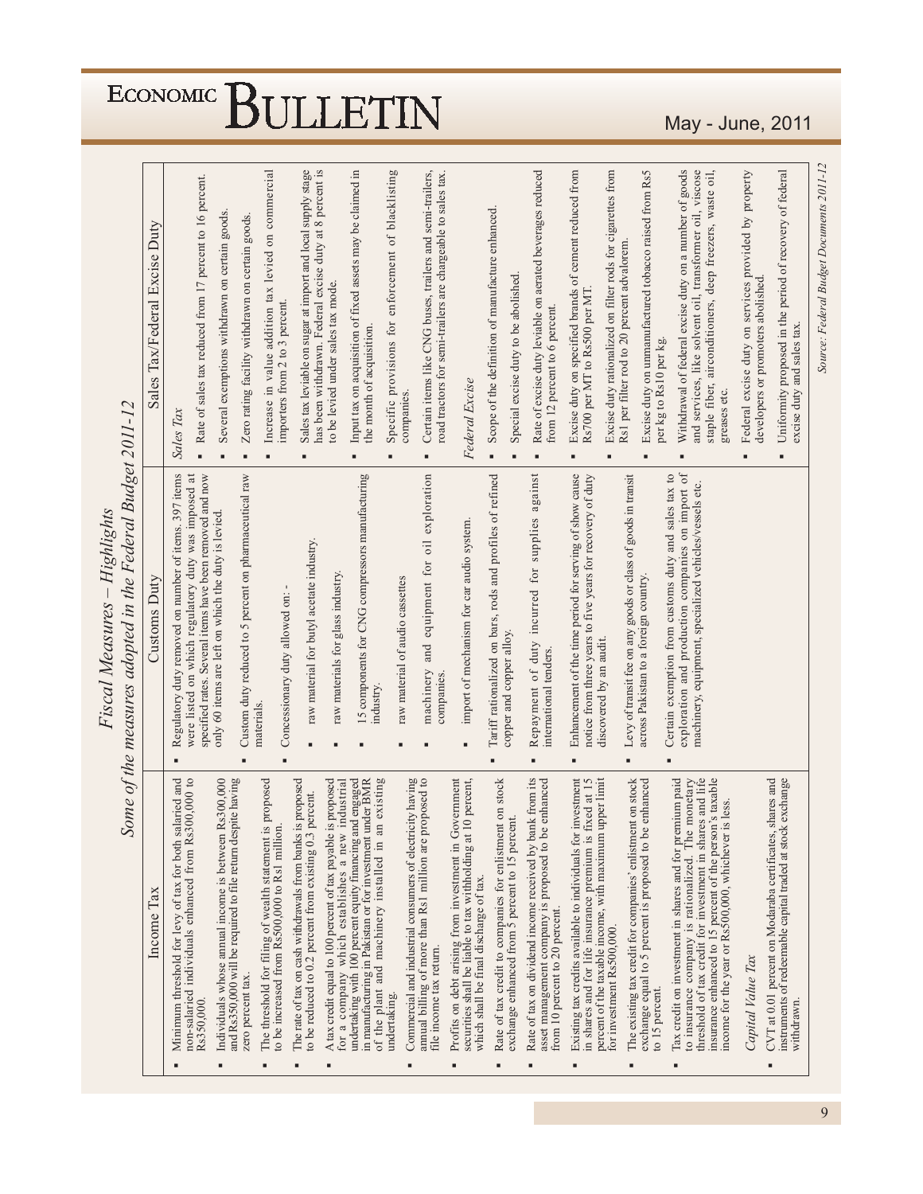# *Fiscal Measures – Highlights*

## *Some of the measures adopted in the Federal Budget 2011-12*

### Income Tax

- Minimum threshold for levy of tax for both salaried and non-salaried individuals enhanced from Rs300,000 to Rs350,000.
- Individuals whose annual income is between Rs300,000 and Rs350,000 will be required to file return despite having zero percent tax.
- The threshold for filing of wealth statement is proposed to be increased from Rs500,000 to Rs1 million.
- The rate of tax on cash withdrawals from banks is proposed to be reduced to 0.2 percent from existing 0.3 percent.
- A tax credit equal to 100 percent of tax payable is proposed for a company which establishes a new industrial undertaking with 100 percent equity financing and engaged in manufacturing in Pakistan or for investment under BMR of the plant and machinery installed in an existing undertaking.
- Commercial and industrial consumers of electricity having annual billing of more than Rs1 million are proposed to file income tax return.
- Profits on debt arising from investment in Government securities shall be liable to tax withholding at 10 percent, which shall be final discharge of tax.
- Rate of tax credit to companies for enlistment on stock exchange enhanced from 5 percent to 15 percent.
- Rate of tax on dividend income received by bank from its asset management company is proposed to be enhanced from 10 percent to 20 percent.
- Existing tax credits available to individuals for investment in shares and for life insurance premium is fixed at 15 percent of the taxable income, with maximum upper limit for investment Rs500,000.
- The existing tax credit for companies' enlistment on stock exchange equal to 5 percent is proposed to be enhanced to 15 percent.
- Tax credit on investment in shares and for premium paid to insurance company is rationalized. The monetary threshold of tax credit for investment in shares and life insurance enhanced to 15 percent of the person's taxable income for the year or Rs500,000, whichever is less.

*Capital Value Tax*

- CVT at 0.01 percent on Modaraba certificates, shares and instruments of redeemable capital traded at stock exchange withdrawn.

### Customs Duty

- Regulatory duty removed on number of items. 397 items were listed on which regulatory duty was imposed at specified rates. Several items have been removed and now only 60 items are left on which the duty is levied.
- Custom duty reduced to 5 percent on pharmaceutical raw materials.
- Concessionary duty allowed on: -
  - raw material for butyl acetate industry.
  - raw materials for glass industry.
  - 15 components for CNG compressors manufacturing industry.
  - raw material of audio cassettes
  - machinery and equipment for oil exploration companies.
  - import of mechanism for car audio system.
- Tariff rationalized on bars, rods and profiles of refined copper and copper alloy.
- Repayment of duty incurred for supplies against international tenders.
- Enhancement of the time period for serving of show cause notice from three years to five years for recovery of duty discovered by an audit.
- Levy of transit fee on any goods or class of goods in transit across Pakistan to a foreign country.
- Certain exemption from customs duty and sales tax to exploration and production companies on import of machinery, equipment, specialized vehicles/vessels etc.

### Sales Tax/Federal Excise Duty

*Sales Tax*

- Rate of sales tax reduced from 17 percent to 16 percent.
- Several exemptions withdrawn on certain goods.
- Zero rating facility withdrawn on certain goods.
- Increase in value addition tax levied on commercial importers from 2 to 3 percent.
- Sales tax leviable on sugar at import and local supply stage has been withdrawn. Federal excise duty at 8 percent is to be levied under sales tax mode.
- Input tax on acquisition of fixed assets may be claimed in the month of acquisition.
- Specific provisions for enforcement of blacklisting companies.
- Certain items like CNG buses, trailers and semi-trailers, road tractors for semi-trailers are chargeable to sales tax.

*Federal Excise*

- Scope of the definition of manufacture enhanced.
- Special excise duty to be abolished.
- Rate of excise duty leviable on aerated beverages reduced from 12 percent to 6 percent.
- Excise duty on specified brands of cement reduced from Rs700 per MT to Rs500 per MT.
- Excise duty rationalized on filter rods for cigarettes from Rs1 per filter rod to 20 percent advalorem.
- Excise duty on unmanufactured tobacco raised from Rs5 per kg to Rs10 per kg.
- Withdrawal of federal excise duty on a number of goods and services, like solvent oil, transformer oil, viscose staple fiber, airconditioners, deep freezers, waste oil, greases etc.
- Federal excise duty on services provided by property developers or promoters abolished.
- Uniformity proposed in the period of recovery of federal excise duty and sales tax.

*Source: Federal Budget Documents 2011-12*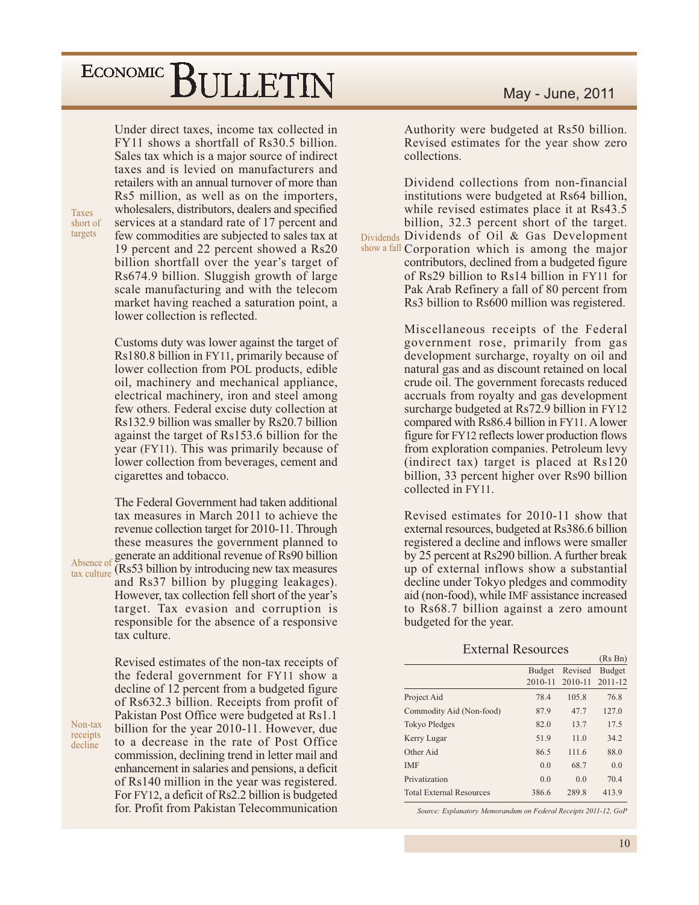Under direct taxes, income tax collected in FY11 shows a shortfall of Rs30.5 billion. Sales tax which is a major source of indirect taxes and is levied on manufacturers and retailers with an annual turnover of more than Rs5 million, as well as on the importers, wholesalers, distributors, dealers and specified services at a standard rate of 17 percent and few commodities are subjected to sales tax at 19 percent and 22 percent showed a Rs20 billion shortfall over the year's target of Rs674.9 billion. Sluggish growth of large scale manufacturing and with the telecom market having reached a saturation point, a lower collection is reflected.

Taxes short of targets

Customs duty was lower against the target of Rs180.8 billion in FY11, primarily because of lower collection from POL products, edible oil, machinery and mechanical appliance, electrical machinery, iron and steel among few others. Federal excise duty collection at Rs132.9 billion was smaller by Rs20.7 billion against the target of Rs153.6 billion for the year (FY11). This was primarily because of lower collection from beverages, cement and cigarettes and tobacco.

Absence of tax culture

The Federal Government had taken additional tax measures in March 2011 to achieve the revenue collection target for 2010-11. Through these measures the government planned to generate an additional revenue of Rs90 billion (Rs53 billion by introducing new tax measures and Rs37 billion by plugging leakages). However, tax collection fell short of the year's target. Tax evasion and corruption is responsible for the absence of a responsive tax culture.

Non-tax receipts decline

Revised estimates of the non-tax receipts of the federal government for FY11 show a decline of 12 percent from a budgeted figure of Rs632.3 billion. Receipts from profit of Pakistan Post Office were budgeted at Rs1.1 billion for the year 2010-11. However, due to a decrease in the rate of Post Office commission, declining trend in letter mail and enhancement in salaries and pensions, a deficit of Rs140 million in the year was registered. For FY12, a deficit of Rs2.2 billion is budgeted for. Profit from Pakistan Telecommunication Authority were budgeted at Rs50 billion. Revised estimates for the year show zero collections.

Dividends show a fall

Dividend collections from non-financial institutions were budgeted at Rs64 billion, while revised estimates place it at Rs43.5 billion, 32.3 percent short of the target. Dividends of Oil & Gas Development Corporation which is among the major contributors, declined from a budgeted figure of Rs29 billion to Rs14 billion in FY11 for Pak Arab Refinery a fall of 80 percent from Rs3 billion to Rs600 million was registered.

Miscellaneous receipts of the Federal government rose, primarily from gas development surcharge, royalty on oil and natural gas and as discount retained on local crude oil. The government forecasts reduced accruals from royalty and gas development surcharge budgeted at Rs72.9 billion in FY12 compared with Rs86.4 billion in FY11. A lower figure for FY12 reflects lower production flows from exploration companies. Petroleum levy (indirect tax) target is placed at Rs120 billion, 33 percent higher over Rs90 billion collected in FY11.

Revised estimates for 2010-11 show that external resources, budgeted at Rs386.6 billion registered a decline and inflows were smaller by 25 percent at Rs290 billion. A further break up of external inflows show a substantial decline under Tokyo pledges and commodity aid (non-food), while IMF assistance increased to Rs68.7 billion against a zero amount budgeted for the year.

### External Resources

(Rs Bn)

| | Budget 2010-11 | Revised 2010-11 | Budget 2011-12 |
|---|---|---|---|
| Project Aid | 78.4 | 105.8 | 76.8 |
| Commodity Aid (Non-food) | 87.9 | 47.7 | 127.0 |
| Tokyo Pledges | 82.0 | 13.7 | 17.5 |
| Kerry Lugar | 51.9 | 11.0 | 34.2 |
| Other Aid | 86.5 | 111.6 | 88.0 |
| IMF | 0.0 | 68.7 | 0.0 |
| Privatization | 0.0 | 0.0 | 70.4 |
| Total External Resources | 386.6 | 289.8 | 413.9 |

*Source: Explanatory Memorandum on Federal Receipts 2011-12, GoP*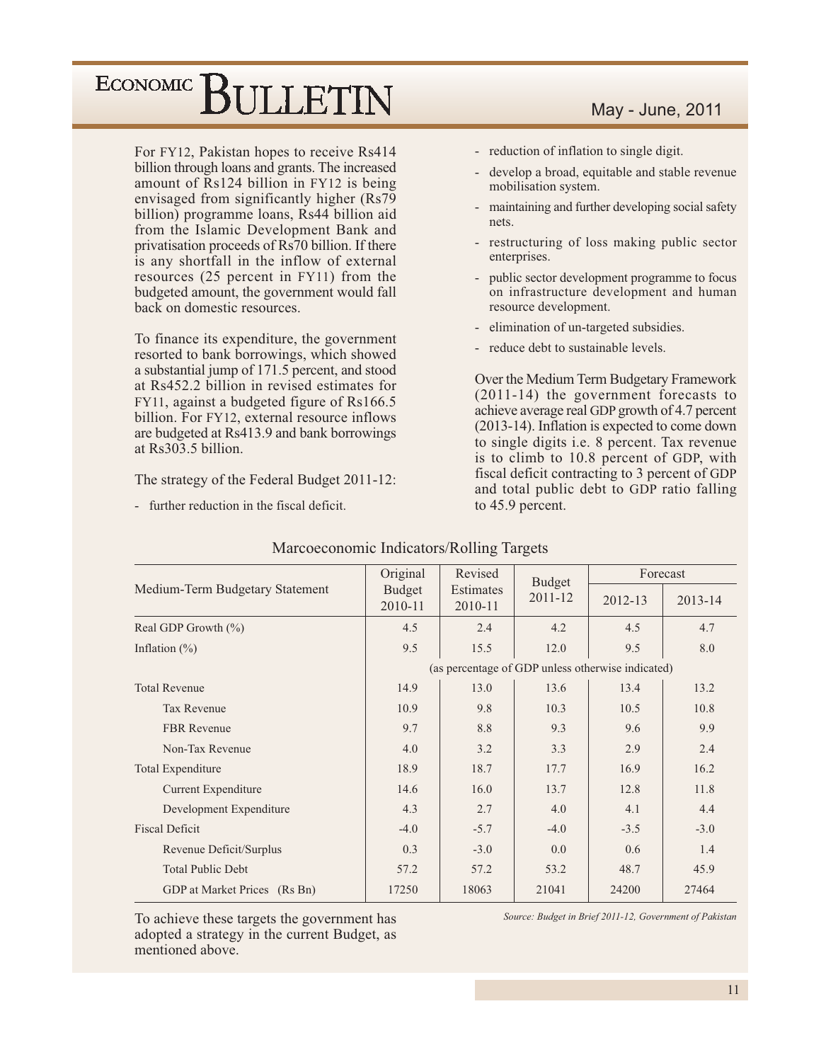For FY12, Pakistan hopes to receive Rs414 billion through loans and grants. The increased amount of Rs124 billion in FY12 is being envisaged from significantly higher (Rs79 billion) programme loans, Rs44 billion aid from the Islamic Development Bank and privatisation proceeds of Rs70 billion. If there is any shortfall in the inflow of external resources (25 percent in FY11) from the budgeted amount, the government would fall back on domestic resources.

To finance its expenditure, the government resorted to bank borrowings, which showed a substantial jump of 171.5 percent, and stood at Rs452.2 billion in revised estimates for FY11, against a budgeted figure of Rs166.5 billion. For FY12, external resource inflows are budgeted at Rs413.9 and bank borrowings at Rs303.5 billion.

The strategy of the Federal Budget 2011-12:

- further reduction in the fiscal deficit.
- reduction of inflation to single digit.
- develop a broad, equitable and stable revenue mobilisation system.
- maintaining and further developing social safety nets.
- restructuring of loss making public sector enterprises.
- public sector development programme to focus on infrastructure development and human resource development.
- elimination of un-targeted subsidies.
- reduce debt to sustainable levels.

Over the Medium Term Budgetary Framework (2011-14) the government forecasts to achieve average real GDP growth of 4.7 percent (2013-14). Inflation is expected to come down to single digits i.e. 8 percent. Tax revenue is to climb to 10.8 percent of GDP, with fiscal deficit contracting to 3 percent of GDP and total public debt to GDP ratio falling to 45.9 percent.

Marcoeconomic Indicators/Rolling Targets

| Medium-Term Budgetary Statement | Original Budget 2010-11 | Revised Estimates 2010-11 | Budget 2011-12 | Forecast | |
|---|---|---|---|---|---|
| | | | | 2012-13 | 2013-14 |
| Real GDP Growth (%) | 4.5 | 2.4 | 4.2 | 4.5 | 4.7 |
| Inflation (%) | 9.5 | 15.5 | 12.0 | 9.5 | 8.0 |
| | (as percentage of GDP unless otherwise indicated) | | | | |
| Total Revenue | 14.9 | 13.0 | 13.6 | 13.4 | 13.2 |
| Tax Revenue | 10.9 | 9.8 | 10.3 | 10.5 | 10.8 |
| FBR Revenue | 9.7 | 8.8 | 9.3 | 9.6 | 9.9 |
| Non-Tax Revenue | 4.0 | 3.2 | 3.3 | 2.9 | 2.4 |
| Total Expenditure | 18.9 | 18.7 | 17.7 | 16.9 | 16.2 |
| Current Expenditure | 14.6 | 16.0 | 13.7 | 12.8 | 11.8 |
| Development Expenditure | 4.3 | 2.7 | 4.0 | 4.1 | 4.4 |
| Fiscal Deficit | -4.0 | -5.7 | -4.0 | -3.5 | -3.0 |
| Revenue Deficit/Surplus | 0.3 | -3.0 | 0.0 | 0.6 | 1.4 |
| Total Public Debt | 57.2 | 57.2 | 53.2 | 48.7 | 45.9 |
| GDP at Market Prices (Rs Bn) | 17250 | 18063 | 21041 | 24200 | 27464 |

*Source: Budget in Brief 2011-12, Government of Pakistan*

To achieve these targets the government has adopted a strategy in the current Budget, as mentioned above.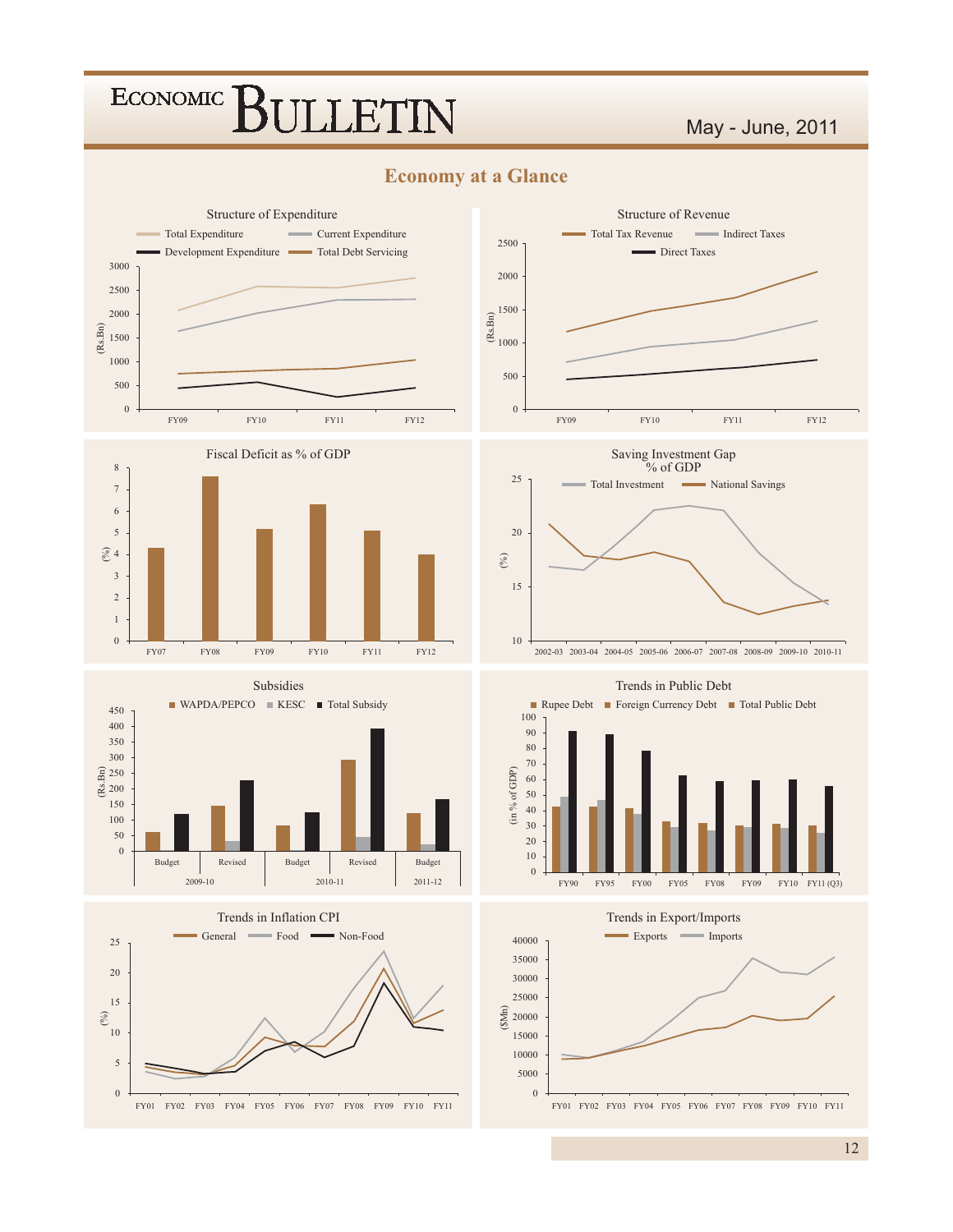## Economy at a Glance

### Structure of Expenditure

Total Expenditure — Current Expenditure — Development Expenditure — Total Debt Servicing

(Rs.Bn)

0, 500, 1000, 1500, 2000, 2500, 3000

FY09 FY10 FY11 FY12

### Structure of Revenue

Total Tax Revenue — Indirect Taxes — Direct Taxes

(Rs.Bn)

0, 500, 1000, 1500, 2000, 2500

FY09 FY10 FY11 FY12

### Fiscal Deficit as % of GDP

(%)

0, 1, 2, 3, 4, 5, 6, 7, 8

FY07 FY08 FY09 FY10 FY11 FY12

### Saving Investment Gap % of GDP

Total Investment — National Savings

(%)

10, 15, 20, 25

2002-03 2003-04 2004-05 2005-06 2006-07 2007-08 2008-09 2009-10 2010-11

### Subsidies

WAPDA/PEPCO — KESC — Total Subsidy

(Rs Bn)

0, 50, 100, 150, 200, 250, 300, 350, 400, 450

| 2009-10 | | 2010-11 | | 2011-12 |
|---|---|---|---|---|
| Budget | Revised | Budget | Revised | Budget |

### Trends in Public Debt

Rupee Debt — Foreign Currency Debt — Total Public Debt

(in % of GDP)

0, 10, 20, 30, 40, 50, 60, 70, 80, 90, 100

FY90 FY95 FY00 FY05 FY08 FY09 FY10 FY11 (Q3)

### Trends in Inflation CPI

General — Food — Non-Food

(%)

0, 5, 10, 15, 20, 25

FY01 FY02 FY03 FY04 FY05 FY06 FY07 FY08 FY09 FY10 FY11

### Trends in Export/Imports

Exports — Imports

($Mn)

0, 5000, 10000, 15000, 20000, 25000, 30000, 35000, 40000

FY01 FY02 FY03 FY04 FY05 FY06 FY07 FY08 FY09 FY10 FY11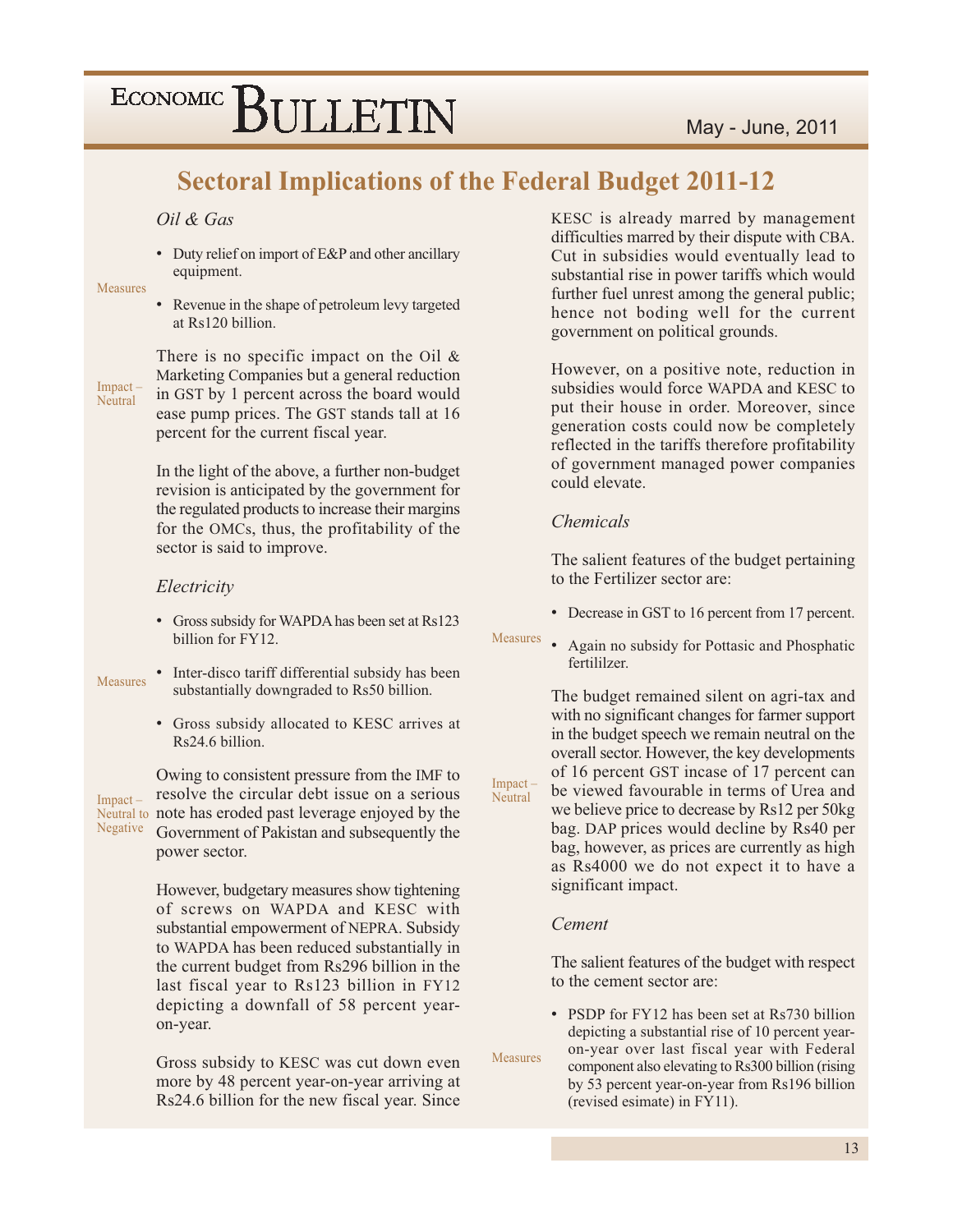# Sectoral Implications of the Federal Budget 2011-12

### *Oil & Gas*

Measures

- Duty relief on import of E&P and other ancillary equipment.
- Revenue in the shape of petroleum levy targeted at Rs120 billion.

Impact – Neutral

There is no specific impact on the Oil & Marketing Companies but a general reduction in GST by 1 percent across the board would ease pump prices. The GST stands tall at 16 percent for the current fiscal year.

In the light of the above, a further non-budget revision is anticipated by the government for the regulated products to increase their margins for the OMCs, thus, the profitability of the sector is said to improve.

### *Electricity*

Measures

- Gross subsidy for WAPDA has been set at Rs123 billion for FY12.
- Inter-disco tariff differential subsidy has been substantially downgraded to Rs50 billion.
- Gross subsidy allocated to KESC arrives at Rs24.6 billion.

Impact – Neutral to Negative

Owing to consistent pressure from the IMF to resolve the circular debt issue on a serious note has eroded past leverage enjoyed by the Government of Pakistan and subsequently the power sector.

However, budgetary measures show tightening of screws on WAPDA and KESC with substantial empowerment of NEPRA. Subsidy to WAPDA has been reduced substantially in the current budget from Rs296 billion in the last fiscal year to Rs123 billion in FY12 depicting a downfall of 58 percent year-on-year.

Gross subsidy to KESC was cut down even more by 48 percent year-on-year arriving at Rs24.6 billion for the new fiscal year. Since KESC is already marred by management difficulties marred by their dispute with CBA. Cut in subsidies would eventually lead to substantial rise in power tariffs which would further fuel unrest among the general public; hence not boding well for the current government on political grounds.

However, on a positive note, reduction in subsidies would force WAPDA and KESC to put their house in order. Moreover, since generation costs could now be completely reflected in the tariffs therefore profitability of government managed power companies could elevate.

### *Chemicals*

The salient features of the budget pertaining to the Fertilizer sector are:

Measures

- Decrease in GST to 16 percent from 17 percent.
- Again no subsidy for Pottasic and Phosphatic fertililzer.

Impact – Neutral

The budget remained silent on agri-tax and with no significant changes for farmer support in the budget speech we remain neutral on the overall sector. However, the key developments of 16 percent GST incase of 17 percent can be viewed favourable in terms of Urea and we believe price to decrease by Rs12 per 50kg bag. DAP prices would decline by Rs40 per bag, however, as prices are currently as high as Rs4000 we do not expect it to have a significant impact.

### *Cement*

The salient features of the budget with respect to the cement sector are:

Measures

- PSDP for FY12 has been set at Rs730 billion depicting a substantial rise of 10 percent year-on-year over last fiscal year with Federal component also elevating to Rs300 billion (rising by 53 percent year-on-year from Rs196 billion (revised esimate) in FY11).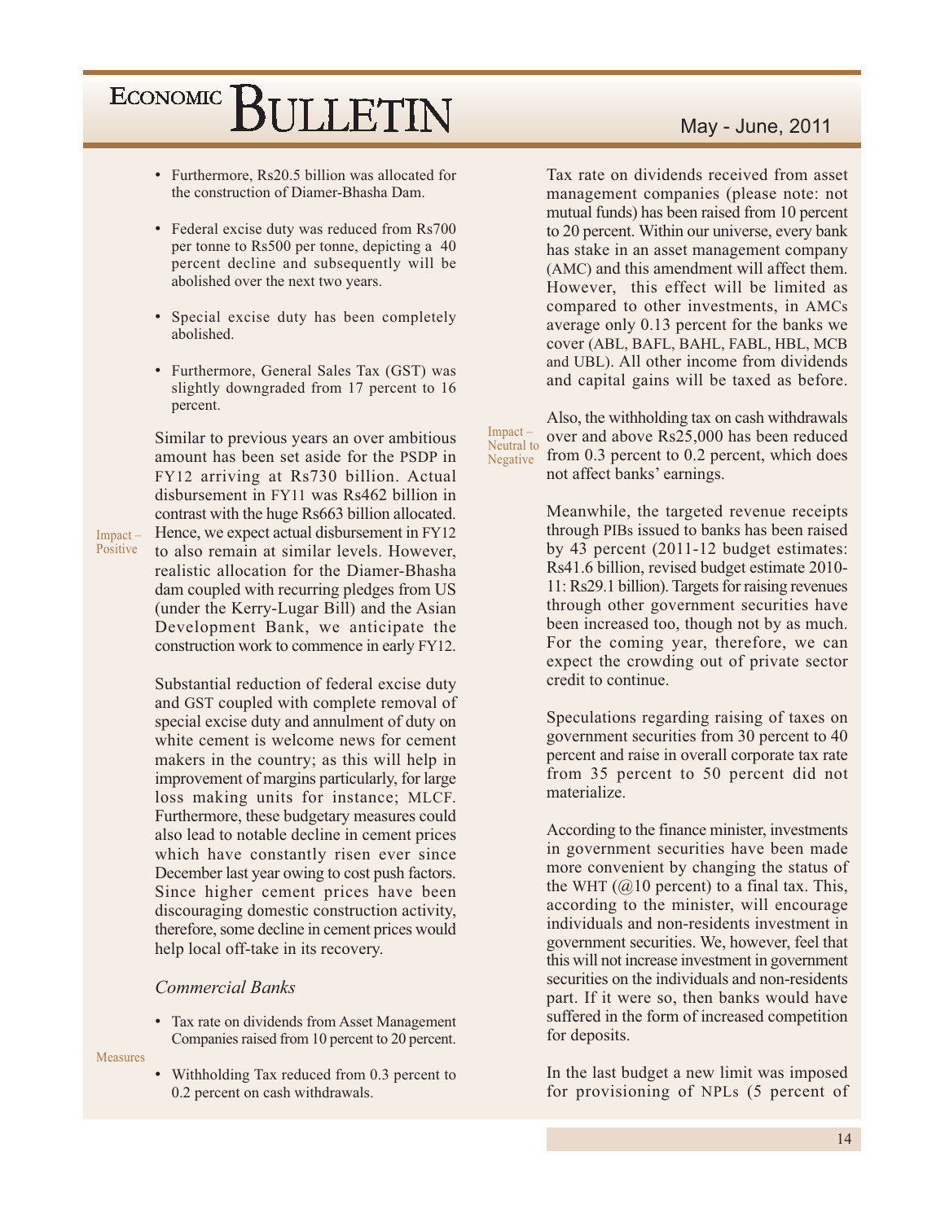- Furthermore, Rs20.5 billion was allocated for the construction of Diamer-Bhasha Dam.

- Federal excise duty was reduced from Rs700 per tonne to Rs500 per tonne, depicting a 40 percent decline and subsequently will be abolished over the next two years.

- Special excise duty has been completely abolished.

- Furthermore, General Sales Tax (GST) was slightly downgraded from 17 percent to 16 percent.

Impact – Positive

Similar to previous years an over ambitious amount has been set aside for the PSDP in FY12 arriving at Rs730 billion. Actual disbursement in FY11 was Rs462 billion in contrast with the huge Rs663 billion allocated. Hence, we expect actual disbursement in FY12 to also remain at similar levels. However, realistic allocation for the Diamer-Bhasha dam coupled with recurring pledges from US (under the Kerry-Lugar Bill) and the Asian Development Bank, we anticipate the construction work to commence in early FY12.

Substantial reduction of federal excise duty and GST coupled with complete removal of special excise duty and annulment of duty on white cement is welcome news for cement makers in the country; as this will help in improvement of margins particularly, for large loss making units for instance; MLCF. Furthermore, these budgetary measures could also lead to notable decline in cement prices which have constantly risen ever since December last year owing to cost push factors. Since higher cement prices have been discouraging domestic construction activity, therefore, some decline in cement prices would help local off-take in its recovery.

### *Commercial Banks*

Measures

- Tax rate on dividends from Asset Management Companies raised from 10 percent to 20 percent.

- Withholding Tax reduced from 0.3 percent to 0.2 percent on cash withdrawals.

Tax rate on dividends received from asset management companies (please note: not mutual funds) has been raised from 10 percent to 20 percent. Within our universe, every bank has stake in an asset management company (AMC) and this amendment will affect them. However, this effect will be limited as compared to other investments, in AMCs average only 0.13 percent for the banks we cover (ABL, BAFL, BAHL, FABL, HBL, MCB and UBL). All other income from dividends and capital gains will be taxed as before.

Impact – Neutral to Negative

Also, the withholding tax on cash withdrawals over and above Rs25,000 has been reduced from 0.3 percent to 0.2 percent, which does not affect banks' earnings.

Meanwhile, the targeted revenue receipts through PIBs issued to banks has been raised by 43 percent (2011-12 budget estimates: Rs41.6 billion, revised budget estimate 2010-11: Rs29.1 billion). Targets for raising revenues through other government securities have been increased too, though not by as much. For the coming year, therefore, we can expect the crowding out of private sector credit to continue.

Speculations regarding raising of taxes on government securities from 30 percent to 40 percent and raise in overall corporate tax rate from 35 percent to 50 percent did not materialize.

According to the finance minister, investments in government securities have been made more convenient by changing the status of the WHT (@10 percent) to a final tax. This, according to the minister, will encourage individuals and non-residents investment in government securities. We, however, feel that this will not increase investment in government securities on the individuals and non-residents part. If it were so, then banks would have suffered in the form of increased competition for deposits.

In the last budget a new limit was imposed for provisioning of NPLs (5 percent of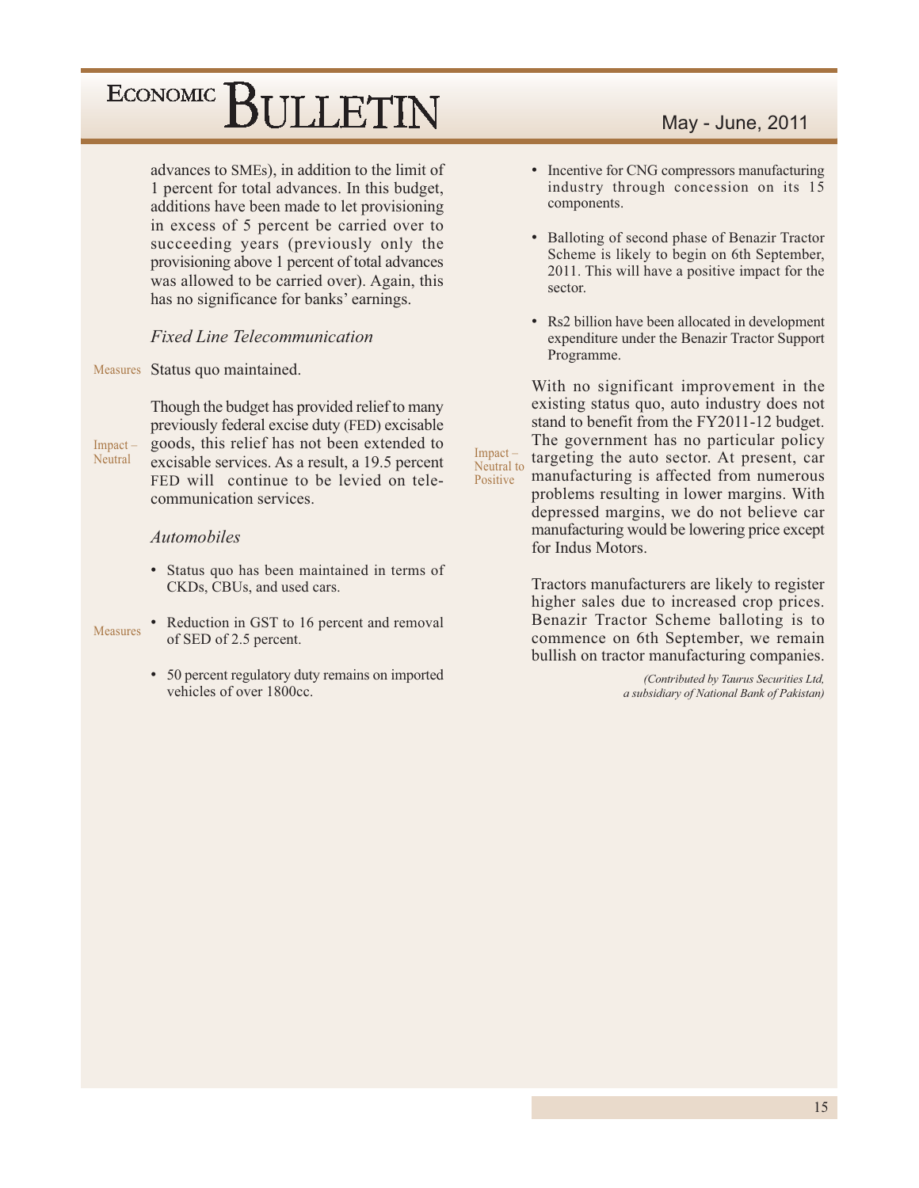advances to SMEs), in addition to the limit of 1 percent for total advances. In this budget, additions have been made to let provisioning in excess of 5 percent be carried over to succeeding years (previously only the provisioning above 1 percent of total advances was allowed to be carried over). Again, this has no significance for banks' earnings.

### *Fixed Line Telecommunication*

Measures

Status quo maintained.

Impact – Neutral

Though the budget has provided relief to many previously federal excise duty (FED) excisable goods, this relief has not been extended to excisable services. As a result, a 19.5 percent FED will continue to be levied on telecommunication services.

### *Automobiles*

Measures

- Status quo has been maintained in terms of CKDs, CBUs, and used cars.
- Reduction in GST to 16 percent and removal of SED of 2.5 percent.
- 50 percent regulatory duty remains on imported vehicles of over 1800cc.
- Incentive for CNG compressors manufacturing industry through concession on its 15 components.
- Balloting of second phase of Benazir Tractor Scheme is likely to begin on 6th September, 2011. This will have a positive impact for the sector.
- Rs2 billion have been allocated in development expenditure under the Benazir Tractor Support Programme.

Impact – Neutral to Positive

With no significant improvement in the existing status quo, auto industry does not stand to benefit from the FY2011-12 budget. The government has no particular policy targeting the auto sector. At present, car manufacturing is affected from numerous problems resulting in lower margins. With depressed margins, we do not believe car manufacturing would be lowering price except for Indus Motors.

Tractors manufacturers are likely to register higher sales due to increased crop prices. Benazir Tractor Scheme balloting is to commence on 6th September, we remain bullish on tractor manufacturing companies.

*(Contributed by Taurus Securities Ltd, a subsidiary of National Bank of Pakistan)*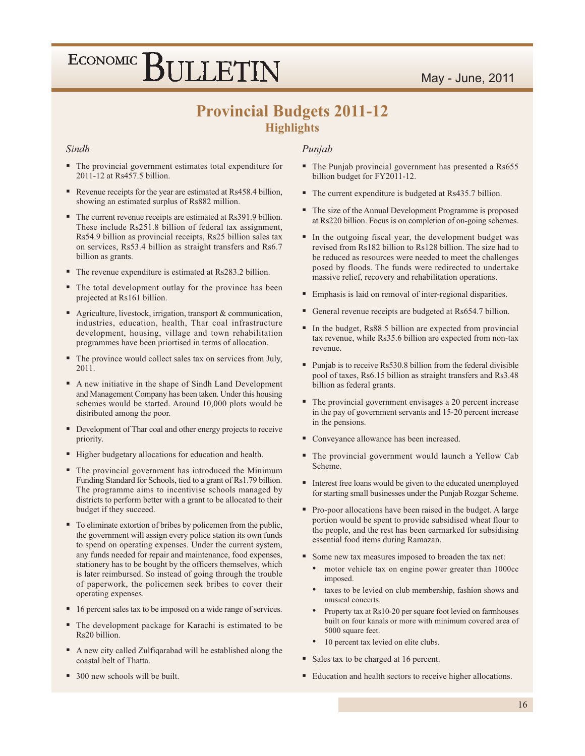# Provincial Budgets 2011-12

## Highlights

### *Sindh*

- The provincial government estimates total expenditure for 2011-12 at Rs457.5 billion.
- Revenue receipts for the year are estimated at Rs458.4 billion, showing an estimated surplus of Rs882 million.
- The current revenue receipts are estimated at Rs391.9 billion. These include Rs251.8 billion of federal tax assignment, Rs54.9 billion as provincial receipts, Rs25 billion sales tax on services, Rs53.4 billion as straight transfers and Rs6.7 billion as grants.
- The revenue expenditure is estimated at Rs283.2 billion.
- The total development outlay for the province has been projected at Rs161 billion.
- Agriculture, livestock, irrigation, transport & communication, industries, education, health, Thar coal infrastructure development, housing, village and town rehabilitation programmes have been priortised in terms of allocation.
- The province would collect sales tax on services from July, 2011.
- A new initiative in the shape of Sindh Land Development and Management Company has been taken. Under this housing schemes would be started. Around 10,000 plots would be distributed among the poor.
- Development of Thar coal and other energy projects to receive priority.
- Higher budgetary allocations for education and health.
- The provincial government has introduced the Minimum Funding Standard for Schools, tied to a grant of Rs1.79 billion. The programme aims to incentivise schools managed by districts to perform better with a grant to be allocated to their budget if they succeed.
- To eliminate extortion of bribes by policemen from the public, the government will assign every police station its own funds to spend on operating expenses. Under the current system, any funds needed for repair and maintenance, food expenses, stationery has to be bought by the officers themselves, which is later reimbursed. So instead of going through the trouble of paperwork, the policemen seek bribes to cover their operating expenses.
- 16 percent sales tax to be imposed on a wide range of services.
- The development package for Karachi is estimated to be Rs20 billion.
- A new city called Zulfiqarabad will be established along the coastal belt of Thatta.
- 300 new schools will be built.

### *Punjab*

- The Punjab provincial government has presented a Rs655 billion budget for FY2011-12.
- The current expenditure is budgeted at Rs435.7 billion.
- The size of the Annual Development Programme is proposed at Rs220 billion. Focus is on completion of on-going schemes.
- In the outgoing fiscal year, the development budget was revised from Rs182 billion to Rs128 billion. The size had to be reduced as resources were needed to meet the challenges posed by floods. The funds were redirected to undertake massive relief, recovery and rehabilitation operations.
- Emphasis is laid on removal of inter-regional disparities.
- General revenue receipts are budgeted at Rs654.7 billion.
- In the budget, Rs88.5 billion are expected from provincial tax revenue, while Rs35.6 billion are expected from non-tax revenue.
- Punjab is to receive Rs530.8 billion from the federal divisible pool of taxes, Rs6.15 billion as straight transfers and Rs3.48 billion as federal grants.
- The provincial government envisages a 20 percent increase in the pay of government servants and 15-20 percent increase in the pensions.
- Conveyance allowance has been increased.
- The provincial government would launch a Yellow Cab Scheme.
- Interest free loans would be given to the educated unemployed for starting small businesses under the Punjab Rozgar Scheme.
- Pro-poor allocations have been raised in the budget. A large portion would be spent to provide subsidised wheat flour to the people, and the rest has been earmarked for subsidising essential food items during Ramazan.
- Some new tax measures imposed to broaden the tax net:
  - motor vehicle tax on engine power greater than 1000cc imposed.
  - taxes to be levied on club membership, fashion shows and musical concerts.
  - Property tax at Rs10-20 per square foot levied on farmhouses built on four kanals or more with minimum covered area of 5000 square feet.
  - 10 percent tax levied on elite clubs.
- Sales tax to be charged at 16 percent.
- Education and health sectors to receive higher allocations.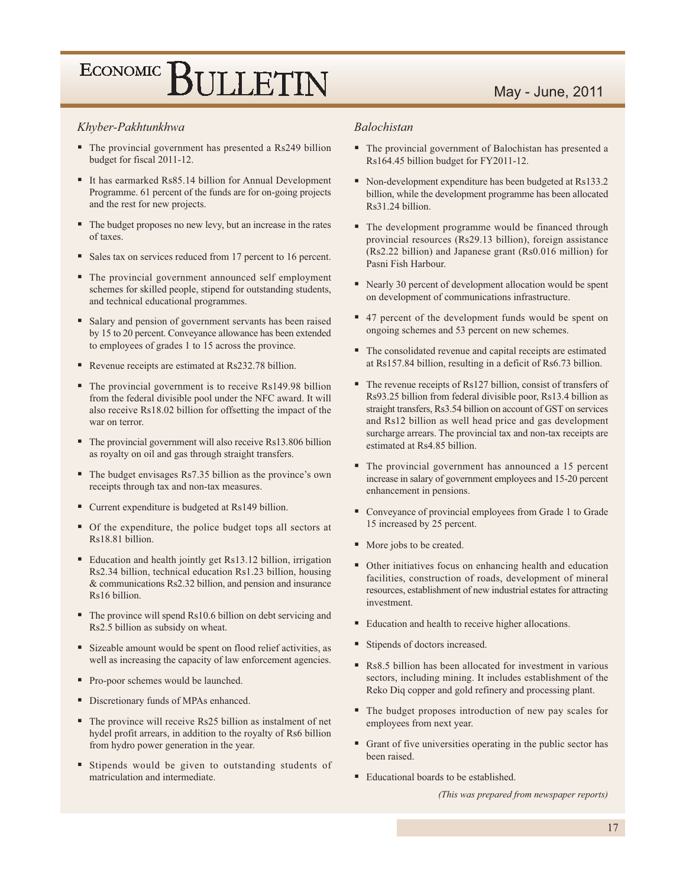### *Khyber-Pakhtunkhwa*

- The provincial government has presented a Rs249 billion budget for fiscal 2011-12.
- It has earmarked Rs85.14 billion for Annual Development Programme. 61 percent of the funds are for on-going projects and the rest for new projects.
- The budget proposes no new levy, but an increase in the rates of taxes.
- Sales tax on services reduced from 17 percent to 16 percent.
- The provincial government announced self employment schemes for skilled people, stipend for outstanding students, and technical educational programmes.
- Salary and pension of government servants has been raised by 15 to 20 percent. Conveyance allowance has been extended to employees of grades 1 to 15 across the province.
- Revenue receipts are estimated at Rs232.78 billion.
- The provincial government is to receive Rs149.98 billion from the federal divisible pool under the NFC award. It will also receive Rs18.02 billion for offsetting the impact of the war on terror.
- The provincial government will also receive Rs13.806 billion as royalty on oil and gas through straight transfers.
- The budget envisages Rs7.35 billion as the province's own receipts through tax and non-tax measures.
- Current expenditure is budgeted at Rs149 billion.
- Of the expenditure, the police budget tops all sectors at Rs18.81 billion.
- Education and health jointly get Rs13.12 billion, irrigation Rs2.34 billion, technical education Rs1.23 billion, housing & communications Rs2.32 billion, and pension and insurance Rs16 billion.
- The province will spend Rs10.6 billion on debt servicing and Rs2.5 billion as subsidy on wheat.
- Sizeable amount would be spent on flood relief activities, as well as increasing the capacity of law enforcement agencies.
- Pro-poor schemes would be launched.
- Discretionary funds of MPAs enhanced.
- The province will receive Rs25 billion as instalment of net hydel profit arrears, in addition to the royalty of Rs6 billion from hydro power generation in the year.
- Stipends would be given to outstanding students of matriculation and intermediate.

### *Balochistan*

- The provincial government of Balochistan has presented a Rs164.45 billion budget for FY2011-12.
- Non-development expenditure has been budgeted at Rs133.2 billion, while the development programme has been allocated Rs31.24 billion.
- The development programme would be financed through provincial resources (Rs29.13 billion), foreign assistance (Rs2.22 billion) and Japanese grant (Rs0.016 million) for Pasni Fish Harbour.
- Nearly 30 percent of development allocation would be spent on development of communications infrastructure.
- 47 percent of the development funds would be spent on ongoing schemes and 53 percent on new schemes.
- The consolidated revenue and capital receipts are estimated at Rs157.84 billion, resulting in a deficit of Rs6.73 billion.
- The revenue receipts of Rs127 billion, consist of transfers of Rs93.25 billion from federal divisible poor, Rs13.4 billion as straight transfers, Rs3.54 billion on account of GST on services and Rs12 billion as well head price and gas development surcharge arrears. The provincial tax and non-tax receipts are estimated at Rs4.85 billion.
- The provincial government has announced a 15 percent increase in salary of government employees and 15-20 percent enhancement in pensions.
- Conveyance of provincial employees from Grade 1 to Grade 15 increased by 25 percent.
- More jobs to be created.
- Other initiatives focus on enhancing health and education facilities, construction of roads, development of mineral resources, establishment of new industrial estates for attracting investment.
- Education and health to receive higher allocations.
- Stipends of doctors increased.
- Rs8.5 billion has been allocated for investment in various sectors, including mining. It includes establishment of the Reko Diq copper and gold refinery and processing plant.
- The budget proposes introduction of new pay scales for employees from next year.
- Grant of five universities operating in the public sector has been raised.
- Educational boards to be established.

*(This was prepared from newspaper reports)*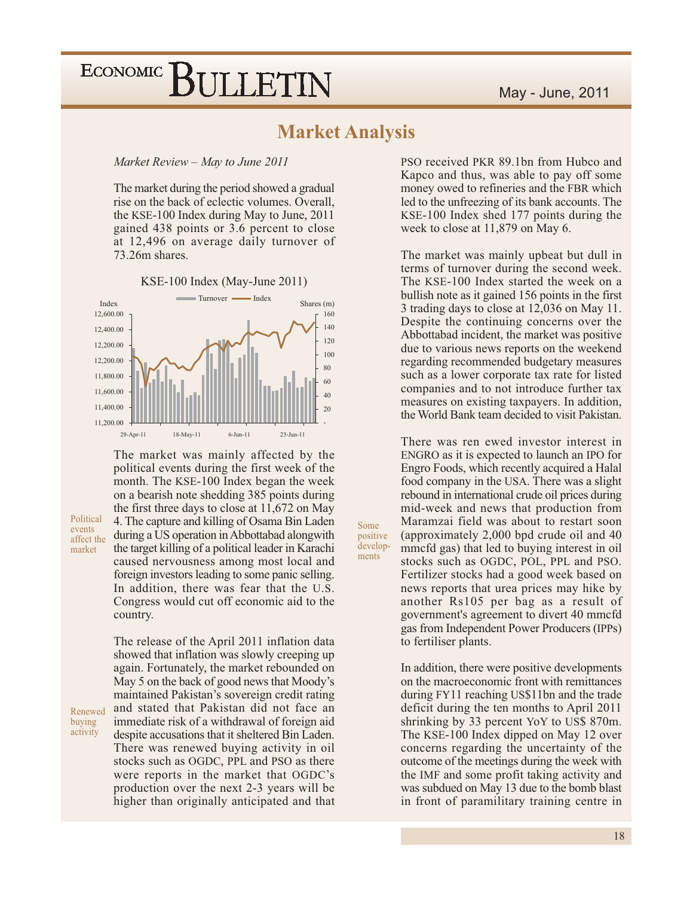# Market Analysis

*Market Review – May to June 2011*

The market during the period showed a gradual rise on the back of eclectic volumes. Overall, the KSE-100 Index during May to June, 2011 gained 438 points or 3.6 percent to close at 12,496 on average daily turnover of 73.26m shares.

KSE-100 Index (May-June 2011)

Political events affect the market

The market was mainly affected by the political events during the first week of the month. The KSE-100 Index began the week on a bearish note shedding 385 points during the first three days to close at 11,672 on May 4. The capture and killing of Osama Bin Laden during a US operation in Abbottabad alongwith the target killing of a political leader in Karachi caused nervousness among most local and foreign investors leading to some panic selling. In addition, there was fear that the U.S. Congress would cut off economic aid to the country.

Renewed buying activity

The release of the April 2011 inflation data showed that inflation was slowly creeping up again. Fortunately, the market rebounded on May 5 on the back of good news that Moody's maintained Pakistan's sovereign credit rating and stated that Pakistan did not face an immediate risk of a withdrawal of foreign aid despite accusations that it sheltered Bin Laden. There was renewed buying activity in oil stocks such as OGDC, PPL and PSO as there were reports in the market that OGDC's production over the next 2-3 years will be higher than originally anticipated and that PSO received PKR 89.1bn from Hubco and Kapco and thus, was able to pay off some money owed to refineries and the FBR which led to the unfreezing of its bank accounts. The KSE-100 Index shed 177 points during the week to close at 11,879 on May 6.

The market was mainly upbeat but dull in terms of turnover during the second week. The KSE-100 Index started the week on a bullish note as it gained 156 points in the first 3 trading days to close at 12,036 on May 11. Despite the continuing concerns over the Abbottabad incident, the market was positive due to various news reports on the weekend regarding recommended budgetary measures such as a lower corporate tax rate for listed companies and to not introduce further tax measures on existing taxpayers. In addition, the World Bank team decided to visit Pakistan.

Some positive developments

There was ren ewed investor interest in ENGRO as it is expected to launch an IPO for Engro Foods, which recently acquired a Halal food company in the USA. There was a slight rebound in international crude oil prices during mid-week and news that production from Maramzai field was about to restart soon (approximately 2,000 bpd crude oil and 40 mmcfd gas) that led to buying interest in oil stocks such as OGDC, POL, PPL and PSO. Fertilizer stocks had a good week based on news reports that urea prices may hike by another Rs105 per bag as a result of government's agreement to divert 40 mmcfd gas from Independent Power Producers (IPPs) to fertiliser plants.

In addition, there were positive developments on the macroeconomic front with remittances during FY11 reaching US$11bn and the trade deficit during the ten months to April 2011 shrinking by 33 percent YoY to US$ 870m. The KSE-100 Index dipped on May 12 over concerns regarding the uncertainty of the outcome of the meetings during the week with the IMF and some profit taking activity and was subdued on May 13 due to the bomb blast in front of paramilitary training centre in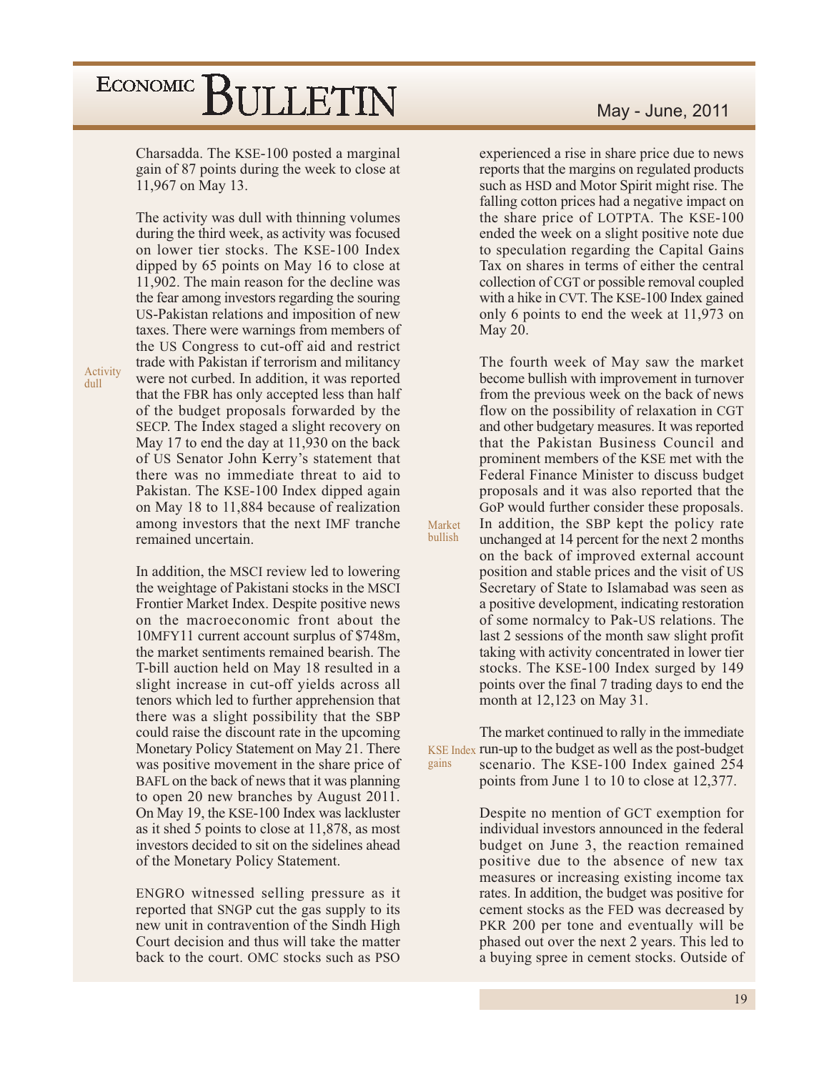Charsadda. The KSE-100 posted a marginal gain of 87 points during the week to close at 11,967 on May 13.

Activity dull

The activity was dull with thinning volumes during the third week, as activity was focused on lower tier stocks. The KSE-100 Index dipped by 65 points on May 16 to close at 11,902. The main reason for the decline was the fear among investors regarding the souring US-Pakistan relations and imposition of new taxes. There were warnings from members of the US Congress to cut-off aid and restrict trade with Pakistan if terrorism and militancy were not curbed. In addition, it was reported that the FBR has only accepted less than half of the budget proposals forwarded by the SECP. The Index staged a slight recovery on May 17 to end the day at 11,930 on the back of US Senator John Kerry's statement that there was no immediate threat to aid to Pakistan. The KSE-100 Index dipped again on May 18 to 11,884 because of realization among investors that the next IMF tranche remained uncertain.

In addition, the MSCI review led to lowering the weightage of Pakistani stocks in the MSCI Frontier Market Index. Despite positive news on the macroeconomic front about the 10MFY11 current account surplus of $748m, the market sentiments remained bearish. The T-bill auction held on May 18 resulted in a slight increase in cut-off yields across all tenors which led to further apprehension that there was a slight possibility that the SBP could raise the discount rate in the upcoming Monetary Policy Statement on May 21. There was positive movement in the share price of BAFL on the back of news that it was planning to open 20 new branches by August 2011. On May 19, the KSE-100 Index was lackluster as it shed 5 points to close at 11,878, as most investors decided to sit on the sidelines ahead of the Monetary Policy Statement.

ENGRO witnessed selling pressure as it reported that SNGP cut the gas supply to its new unit in contravention of the Sindh High Court decision and thus will take the matter back to the court. OMC stocks such as PSO experienced a rise in share price due to news reports that the margins on regulated products such as HSD and Motor Spirit might rise. The falling cotton prices had a negative impact on the share price of LOTPTA. The KSE-100 ended the week on a slight positive note due to speculation regarding the Capital Gains Tax on shares in terms of either the central collection of CGT or possible removal coupled with a hike in CVT. The KSE-100 Index gained only 6 points to end the week at 11,973 on May 20.

Market bullish

The fourth week of May saw the market become bullish with improvement in turnover from the previous week on the back of news flow on the possibility of relaxation in CGT and other budgetary measures. It was reported that the Pakistan Business Council and prominent members of the KSE met with the Federal Finance Minister to discuss budget proposals and it was also reported that the GoP would further consider these proposals. In addition, the SBP kept the policy rate unchanged at 14 percent for the next 2 months on the back of improved external account position and stable prices and the visit of US Secretary of State to Islamabad was seen as a positive development, indicating restoration of some normalcy to Pak-US relations. The last 2 sessions of the month saw slight profit taking with activity concentrated in lower tier stocks. The KSE-100 Index surged by 149 points over the final 7 trading days to end the month at 12,123 on May 31.

KSE Index gains

The market continued to rally in the immediate run-up to the budget as well as the post-budget scenario. The KSE-100 Index gained 254 points from June 1 to 10 to close at 12,377.

Despite no mention of GCT exemption for individual investors announced in the federal budget on June 3, the reaction remained positive due to the absence of new tax measures or increasing existing income tax rates. In addition, the budget was positive for cement stocks as the FED was decreased by PKR 200 per tone and eventually will be phased out over the next 2 years. This led to a buying spree in cement stocks. Outside of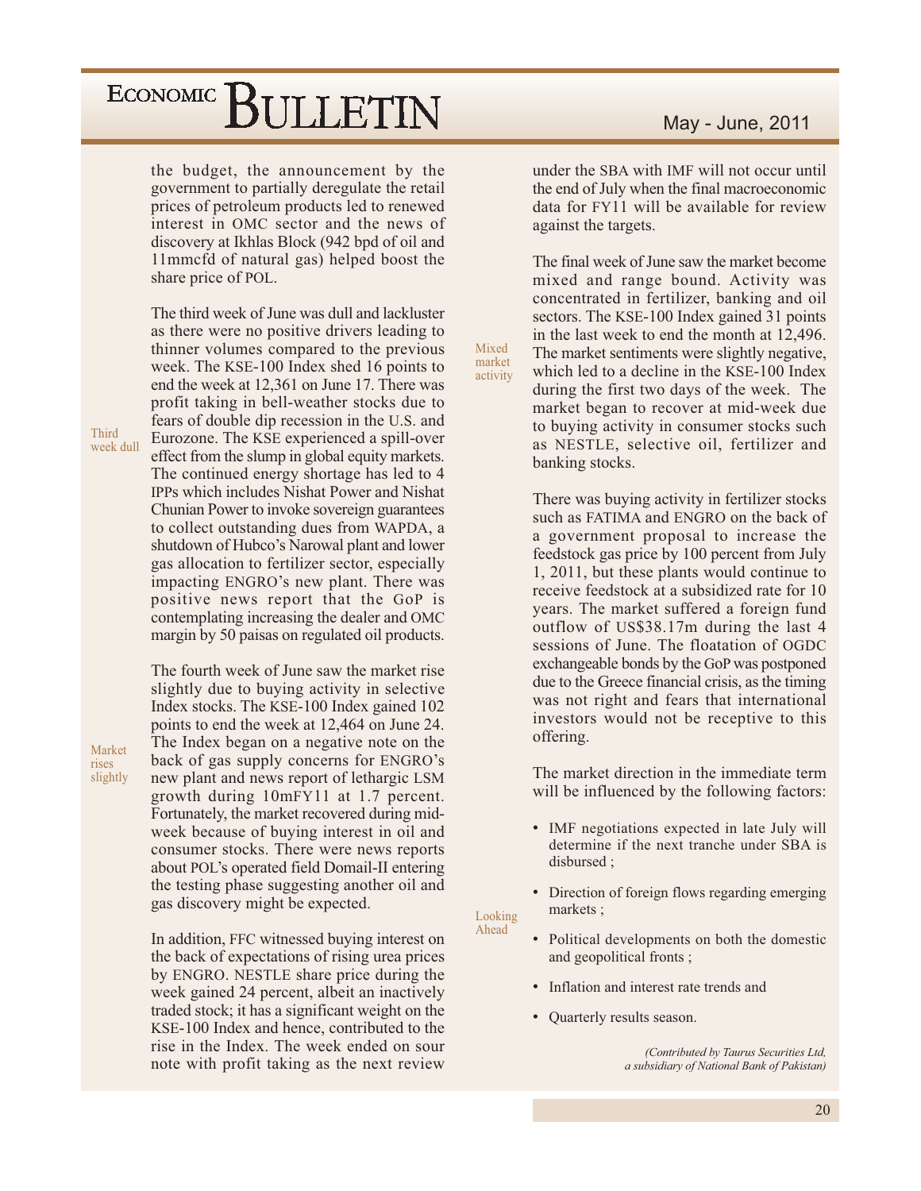the budget, the announcement by the government to partially deregulate the retail prices of petroleum products led to renewed interest in OMC sector and the news of discovery at Ikhlas Block (942 bpd of oil and 11mmcfd of natural gas) helped boost the share price of POL.

*Third week dull*

The third week of June was dull and lackluster as there were no positive drivers leading to thinner volumes compared to the previous week. The KSE-100 Index shed 16 points to end the week at 12,361 on June 17. There was profit taking in bell-weather stocks due to fears of double dip recession in the U.S. and Eurozone. The KSE experienced a spill-over effect from the slump in global equity markets. The continued energy shortage has led to 4 IPPs which includes Nishat Power and Nishat Chunian Power to invoke sovereign guarantees to collect outstanding dues from WAPDA, a shutdown of Hubco's Narowal plant and lower gas allocation to fertilizer sector, especially impacting ENGRO's new plant. There was positive news report that the GoP is contemplating increasing the dealer and OMC margin by 50 paisas on regulated oil products.

*Market rises slightly*

The fourth week of June saw the market rise slightly due to buying activity in selective Index stocks. The KSE-100 Index gained 102 points to end the week at 12,464 on June 24. The Index began on a negative note on the back of gas supply concerns for ENGRO's new plant and news report of lethargic LSM growth during 10mFY11 at 1.7 percent. Fortunately, the market recovered during mid-week because of buying interest in oil and consumer stocks. There were news reports about POL's operated field Domail-II entering the testing phase suggesting another oil and gas discovery might be expected.

In addition, FFC witnessed buying interest on the back of expectations of rising urea prices by ENGRO. NESTLE share price during the week gained 24 percent, albeit an inactively traded stock; it has a significant weight on the KSE-100 Index and hence, contributed to the rise in the Index. The week ended on sour note with profit taking as the next review under the SBA with IMF will not occur until the end of July when the final macroeconomic data for FY11 will be available for review against the targets.

*Mixed market activity*

The final week of June saw the market become mixed and range bound. Activity was concentrated in fertilizer, banking and oil sectors. The KSE-100 Index gained 31 points in the last week to end the month at 12,496. The market sentiments were slightly negative, which led to a decline in the KSE-100 Index during the first two days of the week. The market began to recover at mid-week due to buying activity in consumer stocks such as NESTLE, selective oil, fertilizer and banking stocks.

There was buying activity in fertilizer stocks such as FATIMA and ENGRO on the back of a government proposal to increase the feedstock gas price by 100 percent from July 1, 2011, but these plants would continue to receive feedstock at a subsidized rate for 10 years. The market suffered a foreign fund outflow of US$38.17m during the last 4 sessions of June. The floatation of OGDC exchangeable bonds by the GoP was postponed due to the Greece financial crisis, as the timing was not right and fears that international investors would not be receptive to this offering.

*Looking Ahead*

The market direction in the immediate term will be influenced by the following factors:

- IMF negotiations expected in late July will determine if the next tranche under SBA is disbursed ;
- Direction of foreign flows regarding emerging markets ;
- Political developments on both the domestic and geopolitical fronts ;
- Inflation and interest rate trends and
- Quarterly results season.

*(Contributed by Taurus Securities Ltd, a subsidiary of National Bank of Pakistan)*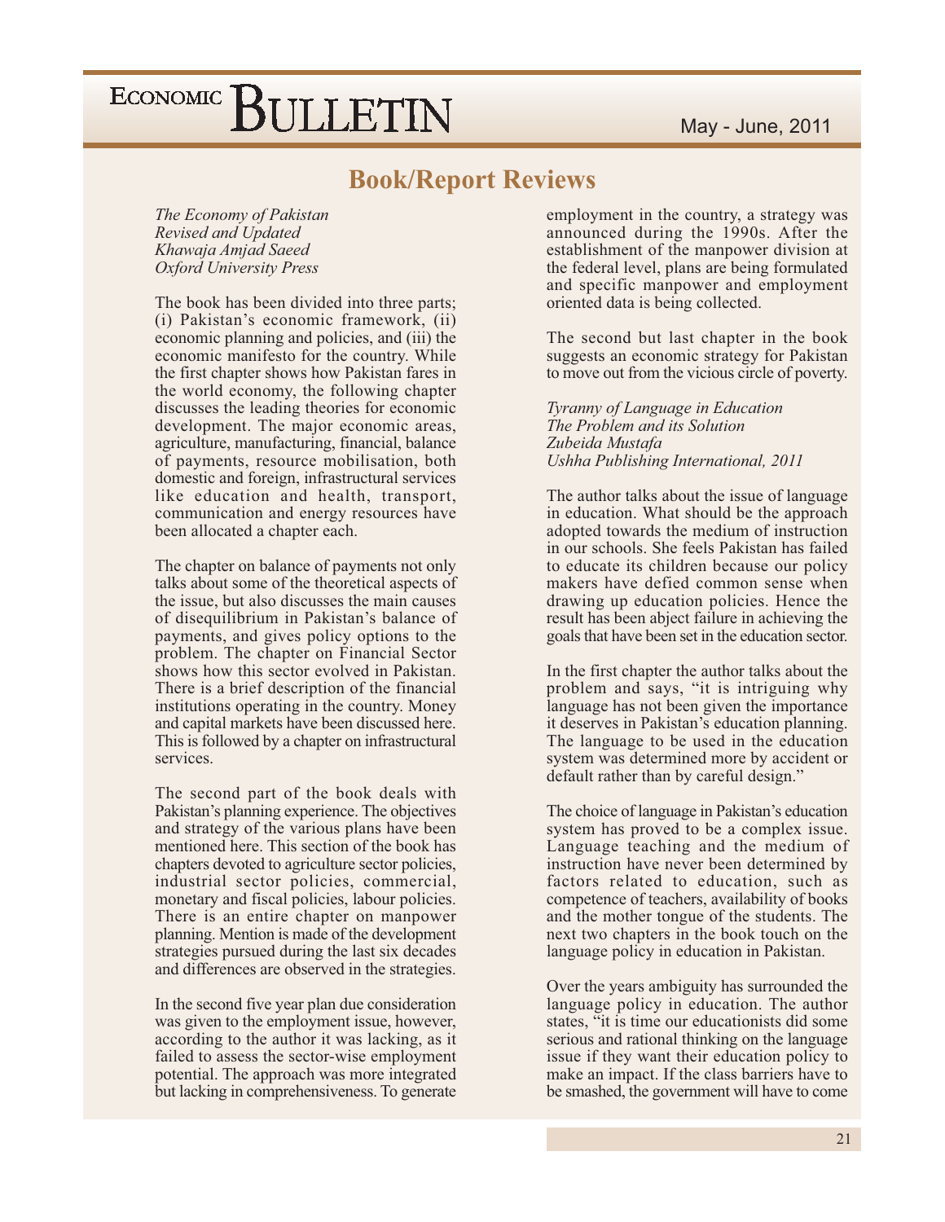## Book/Report Reviews

*The Economy of Pakistan*
*Revised and Updated*
*Khawaja Amjad Saeed*
*Oxford University Press*

The book has been divided into three parts; (i) Pakistan's economic framework, (ii) economic planning and policies, and (iii) the economic manifesto for the country. While the first chapter shows how Pakistan fares in the world economy, the following chapter discusses the leading theories for economic development. The major economic areas, agriculture, manufacturing, financial, balance of payments, resource mobilisation, both domestic and foreign, infrastructural services like education and health, transport, communication and energy resources have been allocated a chapter each.

The chapter on balance of payments not only talks about some of the theoretical aspects of the issue, but also discusses the main causes of disequilibrium in Pakistan's balance of payments, and gives policy options to the problem. The chapter on Financial Sector shows how this sector evolved in Pakistan. There is a brief description of the financial institutions operating in the country. Money and capital markets have been discussed here. This is followed by a chapter on infrastructural services.

The second part of the book deals with Pakistan's planning experience. The objectives and strategy of the various plans have been mentioned here. This section of the book has chapters devoted to agriculture sector policies, industrial sector policies, commercial, monetary and fiscal policies, labour policies. There is an entire chapter on manpower planning. Mention is made of the development strategies pursued during the last six decades and differences are observed in the strategies.

In the second five year plan due consideration was given to the employment issue, however, according to the author it was lacking, as it failed to assess the sector-wise employment potential. The approach was more integrated but lacking in comprehensiveness. To generate employment in the country, a strategy was announced during the 1990s. After the establishment of the manpower division at the federal level, plans are being formulated and specific manpower and employment oriented data is being collected.

The second but last chapter in the book suggests an economic strategy for Pakistan to move out from the vicious circle of poverty.

*Tyranny of Language in Education*
*The Problem and its Solution*
*Zubeida Mustafa*
*Ushha Publishing International, 2011*

The author talks about the issue of language in education. What should be the approach adopted towards the medium of instruction in our schools. She feels Pakistan has failed to educate its children because our policy makers have defied common sense when drawing up education policies. Hence the result has been abject failure in achieving the goals that have been set in the education sector.

In the first chapter the author talks about the problem and says, "it is intriguing why language has not been given the importance it deserves in Pakistan's education planning. The language to be used in the education system was determined more by accident or default rather than by careful design."

The choice of language in Pakistan's education system has proved to be a complex issue. Language teaching and the medium of instruction have never been determined by factors related to education, such as competence of teachers, availability of books and the mother tongue of the students. The next two chapters in the book touch on the language policy in education in Pakistan.

Over the years ambiguity has surrounded the language policy in education. The author states, "it is time our educationists did some serious and rational thinking on the language issue if they want their education policy to make an impact. If the class barriers have to be smashed, the government will have to come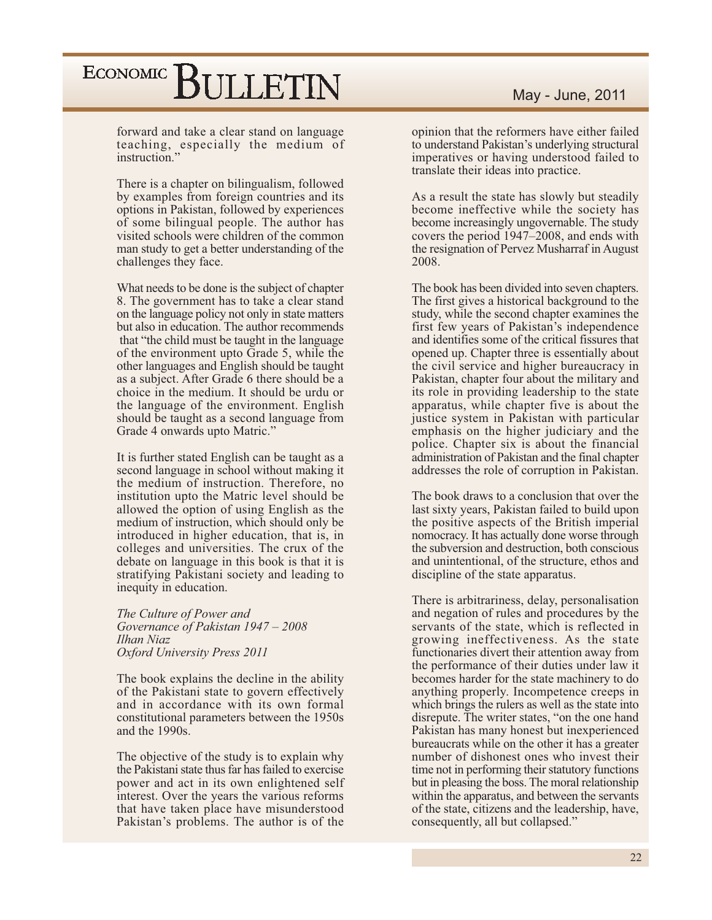forward and take a clear stand on language teaching, especially the medium of instruction."

There is a chapter on bilingualism, followed by examples from foreign countries and its options in Pakistan, followed by experiences of some bilingual people. The author has visited schools were children of the common man study to get a better understanding of the challenges they face.

What needs to be done is the subject of chapter 8. The government has to take a clear stand on the language policy not only in state matters but also in education. The author recommends that "the child must be taught in the language of the environment upto Grade 5, while the other languages and English should be taught as a subject. After Grade 6 there should be a choice in the medium. It should be urdu or the language of the environment. English should be taught as a second language from Grade 4 onwards upto Matric."

It is further stated English can be taught as a second language in school without making it the medium of instruction. Therefore, no institution upto the Matric level should be allowed the option of using English as the medium of instruction, which should only be introduced in higher education, that is, in colleges and universities. The crux of the debate on language in this book is that it is stratifying Pakistani society and leading to inequity in education.

*The Culture of Power and*
*Governance of Pakistan 1947 – 2008*
*Ilhan Niaz*
*Oxford University Press 2011*

The book explains the decline in the ability of the Pakistani state to govern effectively and in accordance with its own formal constitutional parameters between the 1950s and the 1990s.

The objective of the study is to explain why the Pakistani state thus far has failed to exercise power and act in its own enlightened self interest. Over the years the various reforms that have taken place have misunderstood Pakistan's problems. The author is of the opinion that the reformers have either failed to understand Pakistan's underlying structural imperatives or having understood failed to translate their ideas into practice.

As a result the state has slowly but steadily become ineffective while the society has become increasingly ungovernable. The study covers the period 1947–2008, and ends with the resignation of Pervez Musharraf in August 2008.

The book has been divided into seven chapters. The first gives a historical background to the study, while the second chapter examines the first few years of Pakistan's independence and identifies some of the critical fissures that opened up. Chapter three is essentially about the civil service and higher bureaucracy in Pakistan, chapter four about the military and its role in providing leadership to the state apparatus, while chapter five is about the justice system in Pakistan with particular emphasis on the higher judiciary and the police. Chapter six is about the financial administration of Pakistan and the final chapter addresses the role of corruption in Pakistan.

The book draws to a conclusion that over the last sixty years, Pakistan failed to build upon the positive aspects of the British imperial nomocracy. It has actually done worse through the subversion and destruction, both conscious and unintentional, of the structure, ethos and discipline of the state apparatus.

There is arbitrariness, delay, personalisation and negation of rules and procedures by the servants of the state, which is reflected in growing ineffectiveness. As the state functionaries divert their attention away from the performance of their duties under law it becomes harder for the state machinery to do anything properly. Incompetence creeps in which brings the rulers as well as the state into disrepute. The writer states, "on the one hand Pakistan has many honest but inexperienced bureaucrats while on the other it has a greater number of dishonest ones who invest their time not in performing their statutory functions but in pleasing the boss. The moral relationship within the apparatus, and between the servants of the state, citizens and the leadership, have, consequently, all but collapsed."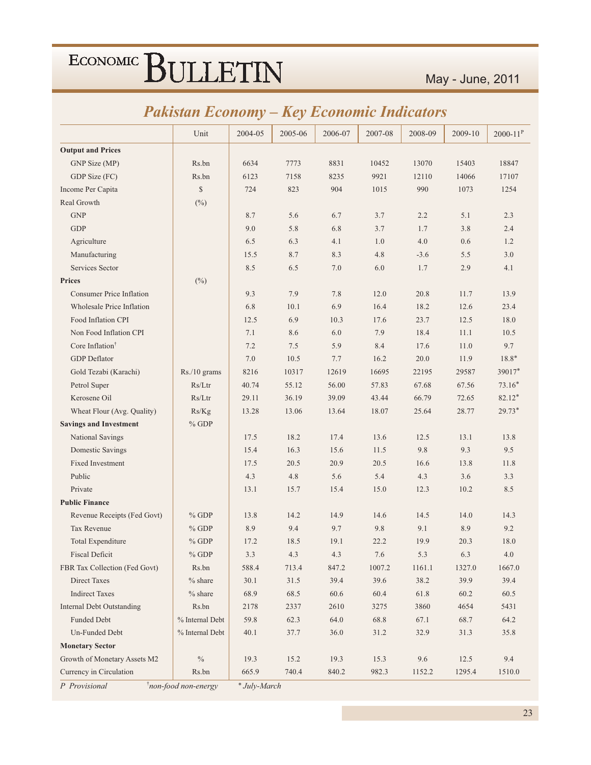## Pakistan Economy – Key Economic Indicators

| | Unit | 2004-05 | 2005-06 | 2006-07 | 2007-08 | 2008-09 | 2009-10 | 2000-11[P] |
|---|---|---|---|---|---|---|---|---|
| **Output and Prices** | | | | | | | | |
| GNP Size (MP) | Rs.bn | 6634 | 7773 | 8831 | 10452 | 13070 | 15403 | 18847 |
| GDP Size (FC) | Rs.bn | 6123 | 7158 | 8235 | 9921 | 12110 | 14066 | 17107 |
| Income Per Capita | $ | 724 | 823 | 904 | 1015 | 990 | 1073 | 1254 |
| Real Growth | (%) | | | | | | | |
| GNP | | 8.7 | 5.6 | 6.7 | 3.7 | 2.2 | 5.1 | 2.3 |
| GDP | | 9.0 | 5.8 | 6.8 | 3.7 | 1.7 | 3.8 | 2.4 |
| Agriculture | | 6.5 | 6.3 | 4.1 | 1.0 | 4.0 | 0.6 | 1.2 |
| Manufacturing | | 15.5 | 8.7 | 8.3 | 4.8 | -3.6 | 5.5 | 3.0 |
| Services Sector | | 8.5 | 6.5 | 7.0 | 6.0 | 1.7 | 2.9 | 4.1 |
| **Prices** | (%) | | | | | | | |
| Consumer Price Inflation | | 9.3 | 7.9 | 7.8 | 12.0 | 20.8 | 11.7 | 13.9 |
| Wholesale Price Inflation | | 6.8 | 10.1 | 6.9 | 16.4 | 18.2 | 12.6 | 23.4 |
| Food Inflation CPI | | 12.5 | 6.9 | 10.3 | 17.6 | 23.7 | 12.5 | 18.0 |
| Non Food Inflation CPI | | 7.1 | 8.6 | 6.0 | 7.9 | 18.4 | 11.1 | 10.5 |
| Core Inflation† | | 7.2 | 7.5 | 5.9 | 8.4 | 17.6 | 11.0 | 9.7 |
| GDP Deflator | | 7.0 | 10.5 | 7.7 | 16.2 | 20.0 | 11.9 | 18.8* |
| Gold Tezabi (Karachi) | Rs./10 grams | 8216 | 10317 | 12619 | 16695 | 22195 | 29587 | 39017* |
| Petrol Super | Rs/Ltr | 40.74 | 55.12 | 56.00 | 57.83 | 67.68 | 67.56 | 73.16* |
| Kerosene Oil | Rs/Ltr | 29.11 | 36.19 | 39.09 | 43.44 | 66.79 | 72.65 | 82.12* |
| Wheat Flour (Avg. Quality) | Rs/Kg | 13.28 | 13.06 | 13.64 | 18.07 | 25.64 | 28.77 | 29.73* |
| **Savings and Investment** | % GDP | | | | | | | |
| National Savings | | 17.5 | 18.2 | 17.4 | 13.6 | 12.5 | 13.1 | 13.8 |
| Domestic Savings | | 15.4 | 16.3 | 15.6 | 11.5 | 9.8 | 9.3 | 9.5 |
| Fixed Investment | | 17.5 | 20.5 | 20.9 | 20.5 | 16.6 | 13.8 | 11.8 |
| Public | | 4.3 | 4.8 | 5.6 | 5.4 | 4.3 | 3.6 | 3.3 |
| Private | | 13.1 | 15.7 | 15.4 | 15.0 | 12.3 | 10.2 | 8.5 |
| **Public Finance** | | | | | | | | |
| Revenue Receipts (Fed Govt) | % GDP | 13.8 | 14.2 | 14.9 | 14.6 | 14.5 | 14.0 | 14.3 |
| Tax Revenue | % GDP | 8.9 | 9.4 | 9.7 | 9.8 | 9.1 | 8.9 | 9.2 |
| Total Expenditure | % GDP | 17.2 | 18.5 | 19.1 | 22.2 | 19.9 | 20.3 | 18.0 |
| Fiscal Deficit | % GDP | 3.3 | 4.3 | 4.3 | 7.6 | 5.3 | 6.3 | 4.0 |
| FBR Tax Collection (Fed Govt) | Rs.bn | 588.4 | 713.4 | 847.2 | 1007.2 | 1161.1 | 1327.0 | 1667.0 |
| Direct Taxes | % share | 30.1 | 31.5 | 39.4 | 39.6 | 38.2 | 39.9 | 39.4 |
| Indirect Taxes | % share | 68.9 | 68.5 | 60.6 | 60.4 | 61.8 | 60.2 | 60.5 |
| Internal Debt Outstanding | Rs.bn | 2178 | 2337 | 2610 | 3275 | 3860 | 4654 | 5431 |
| Funded Debt | % Internal Debt | 59.8 | 62.3 | 64.0 | 68.8 | 67.1 | 68.7 | 64.2 |
| Un-Funded Debt | % Internal Debt | 40.1 | 37.7 | 36.0 | 31.2 | 32.9 | 31.3 | 35.8 |
| **Monetary Sector** | | | | | | | | |
| Growth of Monetary Assets M2 | % | 19.3 | 15.2 | 19.3 | 15.3 | 9.6 | 12.5 | 9.4 |
| Currency in Circulation | Rs.bn | 665.9 | 740.4 | 840.2 | 982.3 | 1152.2 | 1295.4 | 1510.0 |

*P Provisional* &nbsp;&nbsp; *†non-food non-energy* &nbsp;&nbsp; *\* July-March*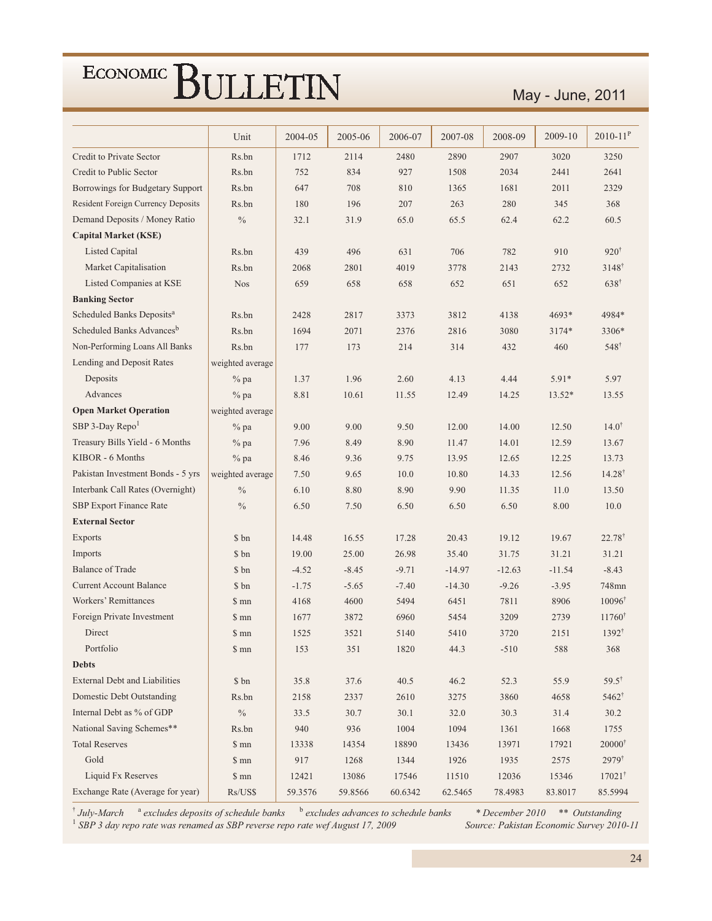| | Unit | 2004-05 | 2005-06 | 2006-07 | 2007-08 | 2008-09 | 2009-10 | 2010-11[P] |
|---|---|---|---|---|---|---|---|---|
| Credit to Private Sector | Rs.bn | 1712 | 2114 | 2480 | 2890 | 2907 | 3020 | 3250 |
| Credit to Public Sector | Rs.bn | 752 | 834 | 927 | 1508 | 2034 | 2441 | 2641 |
| Borrowings for Budgetary Support | Rs.bn | 647 | 708 | 810 | 1365 | 1681 | 2011 | 2329 |
| Resident Foreign Currency Deposits | Rs.bn | 180 | 196 | 207 | 263 | 280 | 345 | 368 |
| Demand Deposits / Money Ratio | % | 32.1 | 31.9 | 65.0 | 65.5 | 62.4 | 62.2 | 60.5 |
| **Capital Market (KSE)** | | | | | | | | |
| Listed Capital | Rs.bn | 439 | 496 | 631 | 706 | 782 | 910 | 920† |
| Market Capitalisation | Rs.bn | 2068 | 2801 | 4019 | 3778 | 2143 | 2732 | 3148† |
| Listed Companies at KSE | Nos | 659 | 658 | 658 | 652 | 651 | 652 | 638† |
| **Banking Sector** | | | | | | | | |
| Scheduled Banks Deposits[a] | Rs.bn | 2428 | 2817 | 3373 | 3812 | 4138 | 4693* | 4984* |
| Scheduled Banks Advances[b] | Rs.bn | 1694 | 2071 | 2376 | 2816 | 3080 | 3174* | 3306* |
| Non-Performing Loans All Banks | Rs.bn | 177 | 173 | 214 | 314 | 432 | 460 | 548† |
| Lending and Deposit Rates | weighted average | | | | | | | |
| Deposits | % pa | 1.37 | 1.96 | 2.60 | 4.13 | 4.44 | 5.91* | 5.97 |
| Advances | % pa | 8.81 | 10.61 | 11.55 | 12.49 | 14.25 | 13.52* | 13.55 |
| **Open Market Operation** | weighted average | | | | | | | |
| SBP 3-Day Repo[1] | % pa | 9.00 | 9.00 | 9.50 | 12.00 | 14.00 | 12.50 | 14.0† |
| Treasury Bills Yield - 6 Months | % pa | 7.96 | 8.49 | 8.90 | 11.47 | 14.01 | 12.59 | 13.67 |
| KIBOR - 6 Months | % pa | 8.46 | 9.36 | 9.75 | 13.95 | 12.65 | 12.25 | 13.73 |
| Pakistan Investment Bonds - 5 yrs | weighted average | 7.50 | 9.65 | 10.0 | 10.80 | 14.33 | 12.56 | 14.28† |
| Interbank Call Rates (Overnight) | % | 6.10 | 8.80 | 8.90 | 9.90 | 11.35 | 11.0 | 13.50 |
| SBP Export Finance Rate | % | 6.50 | 7.50 | 6.50 | 6.50 | 6.50 | 8.00 | 10.0 |
| **External Sector** | | | | | | | | |
| Exports | $ bn | 14.48 | 16.55 | 17.28 | 20.43 | 19.12 | 19.67 | 22.78† |
| Imports | $ bn | 19.00 | 25.00 | 26.98 | 35.40 | 31.75 | 31.21 | 31.21 |
| Balance of Trade | $ bn | -4.52 | -8.45 | -9.71 | -14.97 | -12.63 | -11.54 | -8.43 |
| Current Account Balance | $ bn | -1.75 | -5.65 | -7.40 | -14.30 | -9.26 | -3.95 | 748mn |
| Workers' Remittances | $ mn | 4168 | 4600 | 5494 | 6451 | 7811 | 8906 | 10096† |
| Foreign Private Investment | $ mn | 1677 | 3872 | 6960 | 5454 | 3209 | 2739 | 11760† |
| Direct | $ mn | 1525 | 3521 | 5140 | 5410 | 3720 | 2151 | 1392† |
| Portfolio | $ mn | 153 | 351 | 1820 | 44.3 | -510 | 588 | 368 |
| **Debts** | | | | | | | | |
| External Debt and Liabilities | $ bn | 35.8 | 37.6 | 40.5 | 46.2 | 52.3 | 55.9 | 59.5† |
| Domestic Debt Outstanding | Rs.bn | 2158 | 2337 | 2610 | 3275 | 3860 | 4658 | 5462† |
| Internal Debt as % of GDP | % | 33.5 | 30.7 | 30.1 | 32.0 | 30.3 | 31.4 | 30.2 |
| National Saving Schemes** | Rs.bn | 940 | 936 | 1004 | 1094 | 1361 | 1668 | 1755 |
| Total Reserves | $ mn | 13338 | 14354 | 18890 | 13436 | 13971 | 17921 | 20000† |
| Gold | $ mn | 917 | 1268 | 1344 | 1926 | 1935 | 2575 | 2979† |
| Liquid Fx Reserves | $ mn | 12421 | 13086 | 17546 | 11510 | 12036 | 15346 | 17021† |
| Exchange Rate (Average for year) | Rs/US$ | 59.3576 | 59.8566 | 60.6342 | 62.5465 | 78.4983 | 83.8017 | 85.5994 |

† *July-March* [a] *excludes deposits of schedule banks* [b] *excludes advances to schedule banks* * *December 2010* ** *Outstanding*
[1] *SBP 3 day repo rate was renamed as SBP reverse repo rate wef August 17, 2009* *Source: Pakistan Economic Survey 2010-11*